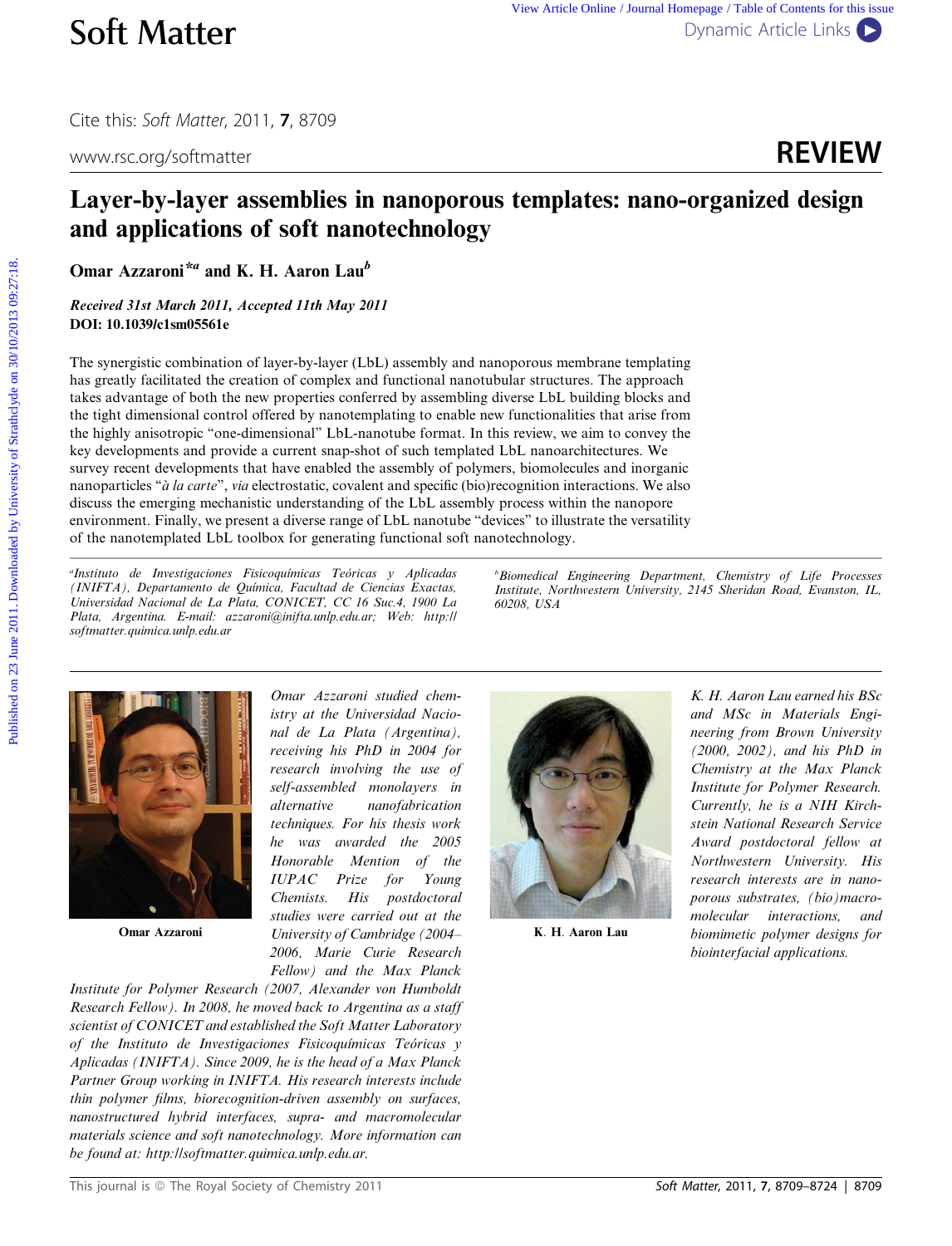# Layer-by-layer assemblies in nanoporous templates: nano-organized design and applications of soft nanotechnology

**Omar Azzaroni**[*a] **and K. H. Aaron Lau**[b]

***Received 31st March 2011, Accepted 11th May 2011***
**DOI: 10.1039/c1sm05561e**

The synergistic combination of layer-by-layer (LbL) assembly and nanoporous membrane templating has greatly facilitated the creation of complex and functional nanotubular structures. The approach takes advantage of both the new properties conferred by assembling diverse LbL building blocks and the tight dimensional control offered by nanotemplating to enable new functionalities that arise from the highly anisotropic "one-dimensional" LbL-nanotube format. In this review, we aim to convey the key developments and provide a current snap-shot of such templated LbL nanoarchitectures. We survey recent developments that have enabled the assembly of polymers, biomolecules and inorganic nanoparticles "*à la carte*", *via* electrostatic, covalent and specific (bio)recognition interactions. We also discuss the emerging mechanistic understanding of the LbL assembly process within the nanopore environment. Finally, we present a diverse range of LbL nanotube "devices" to illustrate the versatility of the nanotemplated LbL toolbox for generating functional soft nanotechnology.

[a] *Instituto de Investigaciones Fisicoquímicas Teóricas y Aplicadas (INIFTA), Departamento de Química, Facultad de Ciencias Exactas, Universidad Nacional de La Plata, CONICET, CC 16 Suc.4, 1900 La Plata, Argentina. E-mail: azzaroni@inifta.unlp.edu.ar; Web: http://softmatter.quimica.unlp.edu.ar*

[b] *Biomedical Engineering Department, Chemistry of Life Processes Institute, Northwestern University, 2145 Sheridan Road, Evanston, IL, 60208, USA*

**Omar Azzaroni**

*Omar Azzaroni studied chemistry at the Universidad Nacional de La Plata (Argentina), receiving his PhD in 2004 for research involving the use of self-assembled monolayers in alternative nanofabrication techniques. For his thesis work he was awarded the 2005 Honorable Mention of the IUPAC Prize for Young Chemists. His postdoctoral studies were carried out at the University of Cambridge (2004–2006, Marie Curie Research Fellow) and the Max Planck Institute for Polymer Research (2007, Alexander von Humboldt Research Fellow). In 2008, he moved back to Argentina as a staff scientist of CONICET and established the Soft Matter Laboratory of the Instituto de Investigaciones Fisicoquímicas Teóricas y Aplicadas (INIFTA). Since 2009, he is the head of a Max Planck Partner Group working in INIFTA. His research interests include thin polymer films, biorecognition-driven assembly on surfaces, nanostructured hybrid interfaces, supra- and macromolecular materials science and soft nanotechnology. More information can be found at: http://softmatter.quimica.unlp.edu.ar.*

**K. H. Aaron Lau**

*K. H. Aaron Lau earned his BSc and MSc in Materials Engineering from Brown University (2000, 2002), and his PhD in Chemistry at the Max Planck Institute for Polymer Research. Currently, he is a NIH Kirchstein National Research Service Award postdoctoral fellow at Northwestern University. His research interests are in nanoporous substrates, (bio)macromolecular interactions, and biomimetic polymer designs for biointerfacial applications.*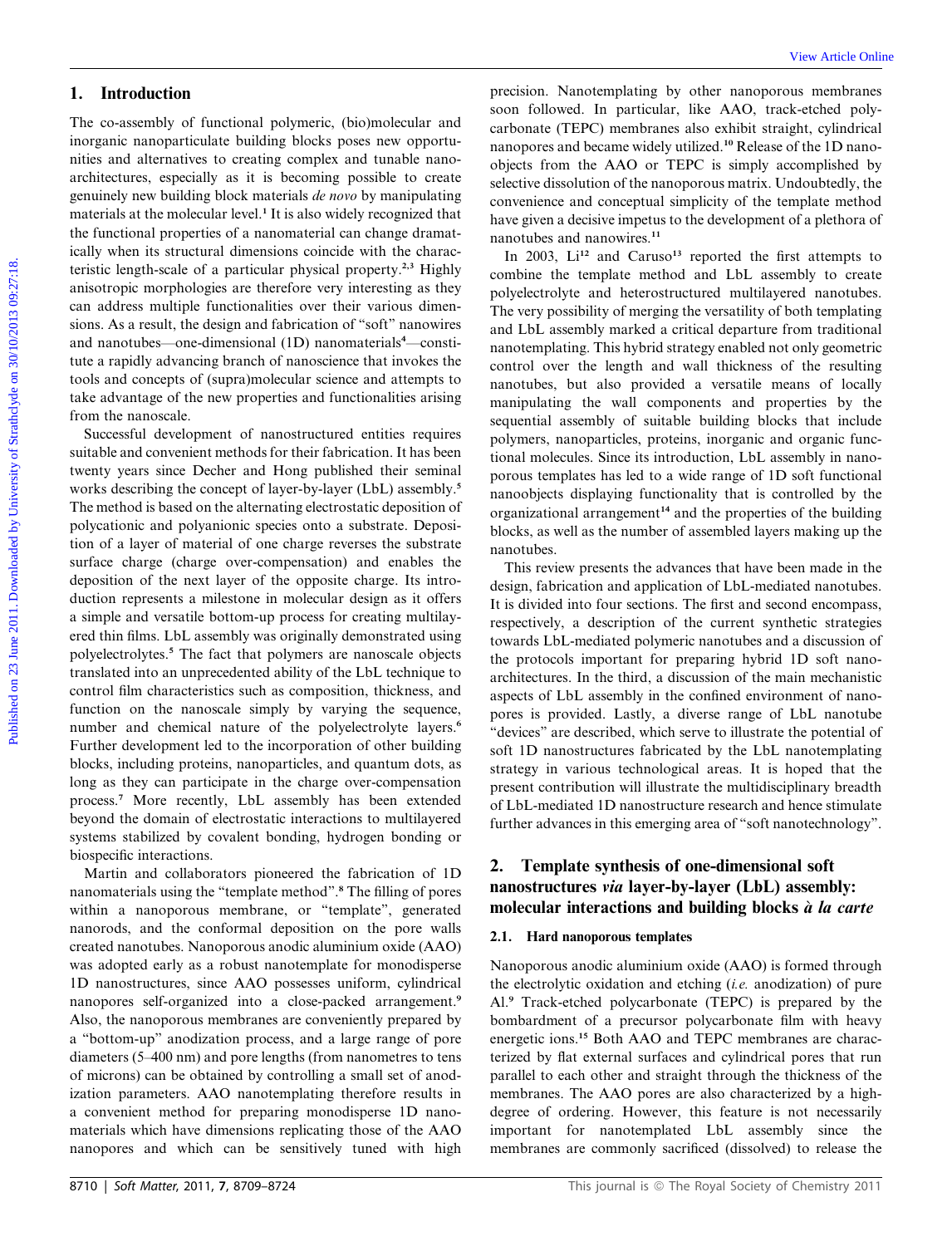## 1. Introduction

The co-assembly of functional polymeric, (bio)molecular and inorganic nanoparticulate building blocks poses new opportunities and alternatives to creating complex and tunable nanoarchitectures, especially as it is becoming possible to create genuinely new building block materials *de novo* by manipulating materials at the molecular level.[1] It is also widely recognized that the functional properties of a nanomaterial can change dramatically when its structural dimensions coincide with the characteristic length-scale of a particular physical property.[2,3] Highly anisotropic morphologies are therefore very interesting as they can address multiple functionalities over their various dimensions. As a result, the design and fabrication of "soft" nanowires and nanotubes—one-dimensional (1D) nanomaterials[4]—constitute a rapidly advancing branch of nanoscience that invokes the tools and concepts of (supra)molecular science and attempts to take advantage of the new properties and functionalities arising from the nanoscale.

Successful development of nanostructured entities requires suitable and convenient methods for their fabrication. It has been twenty years since Decher and Hong published their seminal works describing the concept of layer-by-layer (LbL) assembly.[5] The method is based on the alternating electrostatic deposition of polycationic and polyanionic species onto a substrate. Deposition of a layer of material of one charge reverses the substrate surface charge (charge over-compensation) and enables the deposition of the next layer of the opposite charge. Its introduction represents a milestone in molecular design as it offers a simple and versatile bottom-up process for creating multilayered thin films. LbL assembly was originally demonstrated using polyelectrolytes.[5] The fact that polymers are nanoscale objects translated into an unprecedented ability of the LbL technique to control film characteristics such as composition, thickness, and function on the nanoscale simply by varying the sequence, number and chemical nature of the polyelectrolyte layers.[6] Further development led to the incorporation of other building blocks, including proteins, nanoparticles, and quantum dots, as long as they can participate in the charge over-compensation process.[7] More recently, LbL assembly has been extended beyond the domain of electrostatic interactions to multilayered systems stabilized by covalent bonding, hydrogen bonding or biospecific interactions.

Martin and collaborators pioneered the fabrication of 1D nanomaterials using the "template method".[8] The filling of pores within a nanoporous membrane, or "template", generated nanorods, and the conformal deposition on the pore walls created nanotubes. Nanoporous anodic aluminium oxide (AAO) was adopted early as a robust nanotemplate for monodisperse 1D nanostructures, since AAO possesses uniform, cylindrical nanopores self-organized into a close-packed arrangement.[9] Also, the nanoporous membranes are conveniently prepared by a "bottom-up" anodization process, and a large range of pore diameters (5–400 nm) and pore lengths (from nanometres to tens of microns) can be obtained by controlling a small set of anodization parameters. AAO nanotemplating therefore results in a convenient method for preparing monodisperse 1D nanomaterials which have dimensions replicating those of the AAO nanopores and which can be sensitively tuned with high precision. Nanotemplating by other nanoporous membranes soon followed. In particular, like AAO, track-etched polycarbonate (TEPC) membranes also exhibit straight, cylindrical nanopores and became widely utilized.[10] Release of the 1D nano-objects from the AAO or TEPC is simply accomplished by selective dissolution of the nanoporous matrix. Undoubtedly, the convenience and conceptual simplicity of the template method have given a decisive impetus to the development of a plethora of nanotubes and nanowires.[11]

In 2003, Li[12] and Caruso[13] reported the first attempts to combine the template method and LbL assembly to create polyelectrolyte and heterostructured multilayered nanotubes. The very possibility of merging the versatility of both templating and LbL assembly marked a critical departure from traditional nanotemplating. This hybrid strategy enabled not only geometric control over the length and wall thickness of the resulting nanotubes, but also provided a versatile means of locally manipulating the wall components and properties by the sequential assembly of suitable building blocks that include polymers, nanoparticles, proteins, inorganic and organic functional molecules. Since its introduction, LbL assembly in nanoporous templates has led to a wide range of 1D soft functional nanoobjects displaying functionality that is controlled by the organizational arrangement[14] and the properties of the building blocks, as well as the number of assembled layers making up the nanotubes.

This review presents the advances that have been made in the design, fabrication and application of LbL-mediated nanotubes. It is divided into four sections. The first and second encompass, respectively, a description of the current synthetic strategies towards LbL-mediated polymeric nanotubes and a discussion of the protocols important for preparing hybrid 1D soft nanoarchitectures. In the third, a discussion of the main mechanistic aspects of LbL assembly in the confined environment of nanopores is provided. Lastly, a diverse range of LbL nanotube "devices" are described, which serve to illustrate the potential of soft 1D nanostructures fabricated by the LbL nanotemplating strategy in various technological areas. It is hoped that the present contribution will illustrate the multidisciplinary breadth of LbL-mediated 1D nanostructure research and hence stimulate further advances in this emerging area of "soft nanotechnology".

## 2. Template synthesis of one-dimensional soft nanostructures *via* layer-by-layer (LbL) assembly: molecular interactions and building blocks *à la carte*

### 2.1. Hard nanoporous templates

Nanoporous anodic aluminium oxide (AAO) is formed through the electrolytic oxidation and etching (*i.e.* anodization) of pure Al.[9] Track-etched polycarbonate (TEPC) is prepared by the bombardment of a precursor polycarbonate film with heavy energetic ions.[15] Both AAO and TEPC membranes are characterized by flat external surfaces and cylindrical pores that run parallel to each other and straight through the thickness of the membranes. The AAO pores are also characterized by a high-degree of ordering. However, this feature is not necessarily important for nanotemplated LbL assembly since the membranes are commonly sacrificed (dissolved) to release the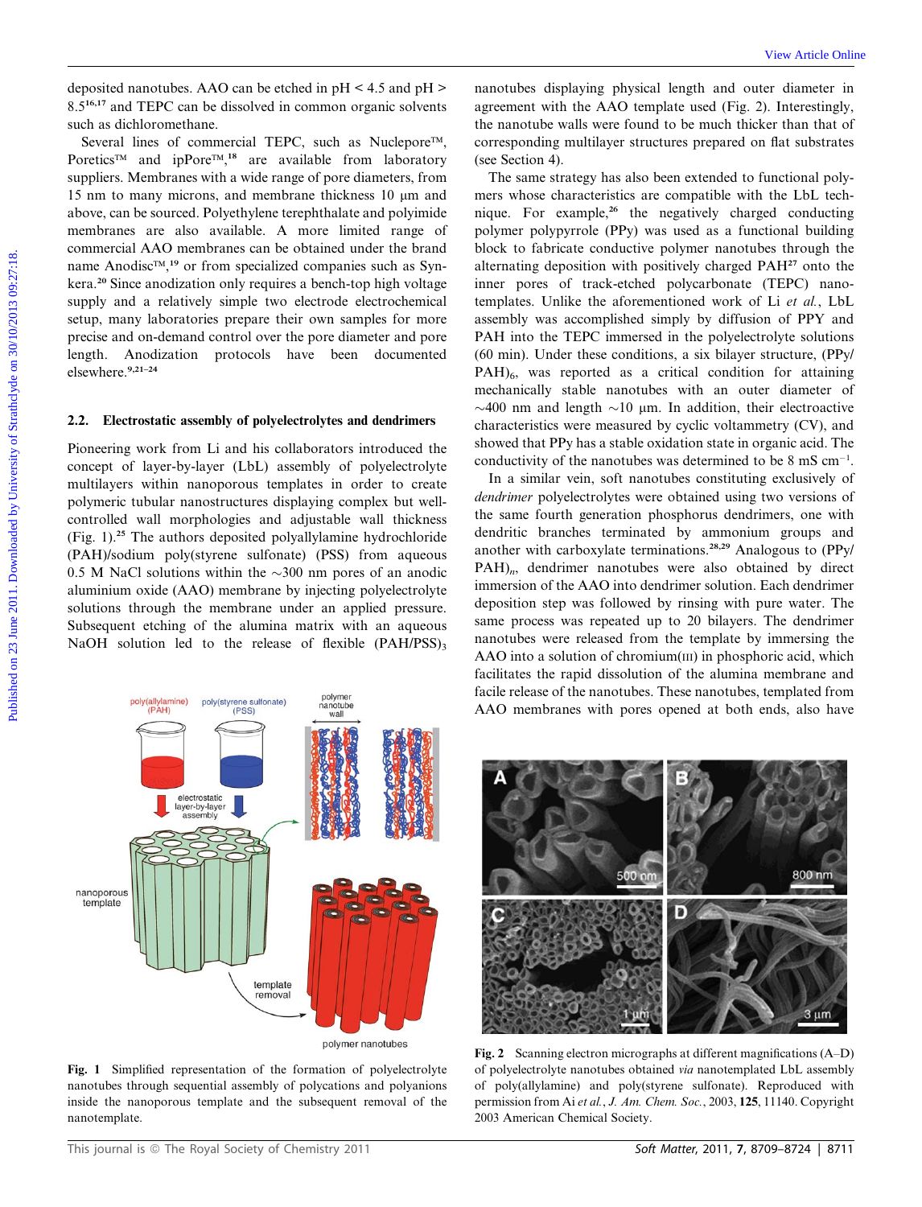deposited nanotubes. AAO can be etched in pH < 4.5 and pH > 8.5[16,17] and TEPC can be dissolved in common organic solvents such as dichloromethane.

Several lines of commercial TEPC, such as Nuclepore™, Poretics™ and ipPore™,[18] are available from laboratory suppliers. Membranes with a wide range of pore diameters, from 15 nm to many microns, and membrane thickness 10 μm and above, can be sourced. Polyethylene terephthalate and polyimide membranes are also available. A more limited range of commercial AAO membranes can be obtained under the brand name Anodisc™,[19] or from specialized companies such as Synkera.[20] Since anodization only requires a bench-top high voltage supply and a relatively simple two electrode electrochemical setup, many laboratories prepare their own samples for more precise and on-demand control over the pore diameter and pore length. Anodization protocols have been documented elsewhere.[9,21–24]

### 2.2. Electrostatic assembly of polyelectrolytes and dendrimers

Pioneering work from Li and his collaborators introduced the concept of layer-by-layer (LbL) assembly of polyelectrolyte multilayers within nanoporous templates in order to create polymeric tubular nanostructures displaying complex but well-controlled wall morphologies and adjustable wall thickness (Fig. 1).[25] The authors deposited polyallylamine hydrochloride (PAH)/sodium poly(styrene sulfonate) (PSS) from aqueous 0.5 M NaCl solutions within the ~300 nm pores of an anodic aluminium oxide (AAO) membrane by injecting polyelectrolyte solutions through the membrane under an applied pressure. Subsequent etching of the alumina matrix with an aqueous NaOH solution led to the release of flexible $(PAH/PSS)_3$ nanotubes displaying physical length and outer diameter in agreement with the AAO template used (Fig. 2). Interestingly, the nanotube walls were found to be much thicker than that of corresponding multilayer structures prepared on flat substrates (see Section 4).

Fig. 1 Simplified representation of the formation of polyelectrolyte nanotubes through sequential assembly of polycations and polyanions inside the nanoporous template and the subsequent removal of the nanotemplate.

The same strategy has also been extended to functional polymers whose characteristics are compatible with the LbL technique. For example,[26] the negatively charged conducting polymer polypyrrole (PPy) was used as a functional building block to fabricate conductive polymer nanotubes through the alternating deposition with positively charged PAH[27] onto the inner pores of track-etched polycarbonate (TEPC) nanotemplates. Unlike the aforementioned work of Li *et al.*, LbL assembly was accomplished simply by diffusion of PPY and PAH into the TEPC immersed in the polyelectrolyte solutions (60 min). Under these conditions, a six bilayer structure, $(PPy/PAH)_6$, was reported as a critical condition for attaining mechanically stable nanotubes with an outer diameter of ~400 nm and length ~10 μm. In addition, their electroactive characteristics were measured by cyclic voltammetry (CV), and showed that PPy has a stable oxidation state in organic acid. The conductivity of the nanotubes was determined to be 8 mS $cm^{-1}$.

In a similar vein, soft nanotubes constituting exclusively of *dendrimer* polyelectrolytes were obtained using two versions of the same fourth generation phosphorus dendrimers, one with dendritic branches terminated by ammonium groups and another with carboxylate terminations.[28,29] Analogous to $(PPy/PAH)_n$, dendrimer nanotubes were also obtained by direct immersion of the AAO into dendrimer solution. Each dendrimer deposition step was followed by rinsing with pure water. The same process was repeated up to 20 bilayers. The dendrimer nanotubes were released from the template by immersing the AAO into a solution of chromium(III) in phosphoric acid, which facilitates the rapid dissolution of the alumina membrane and facile release of the nanotubes. These nanotubes, templated from AAO membranes with pores opened at both ends, also have

Fig. 2 Scanning electron micrographs at different magnifications (A–D) of polyelectrolyte nanotubes obtained *via* nanotemplated LbL assembly of poly(allylamine) and poly(styrene sulfonate). Reproduced with permission from Ai *et al.*, *J. Am. Chem. Soc.*, 2003, **125**, 11140. Copyright 2003 American Chemical Society.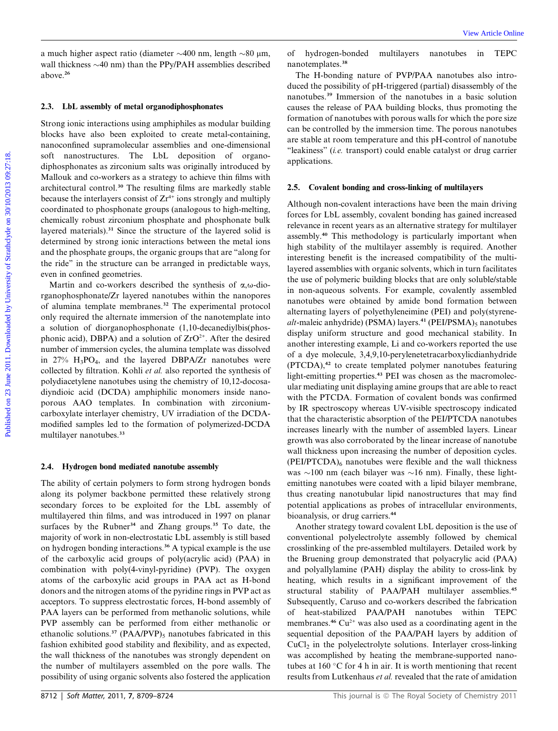a much higher aspect ratio (diameter ~400 nm, length ~80 μm, wall thickness ~40 nm) than the PPy/PAH assemblies described above.[26]

### 2.3. LbL assembly of metal organodiphosphonates

Strong ionic interactions using amphiphiles as modular building blocks have also been exploited to create metal-containing, nanoconfined supramolecular assemblies and one-dimensional soft nanostructures. The LbL deposition of organodiphosphonates as zirconium salts was originally introduced by Mallouk and co-workers as a strategy to achieve thin films with architectural control.[30] The resulting films are markedly stable because the interlayers consist of $Zr^{4+}$ ions strongly and multiply coordinated to phosphonate groups (analogous to high-melting, chemically robust zirconium phosphate and phosphonate bulk layered materials).[31] Since the structure of the layered solid is determined by strong ionic interactions between the metal ions and the phosphate groups, the organic groups that are "along for the ride" in the structure can be arranged in predictable ways, even in confined geometries.

Martin and co-workers described the synthesis of α,ω-diorganophosphonate/Zr layered nanotubes within the nanopores of alumina template membranes.[32] The experimental protocol only required the alternate immersion of the nanotemplate into a solution of diorganophosphonate (1,10-decanediylbis(phosphonic acid), DBPA) and a solution of $ZrO^{2+}$. After the desired number of immersion cycles, the alumina template was dissolved in 27% $H_3PO_4$, and the layered DBPA/Zr nanotubes were collected by filtration. Kohli *et al.* also reported the synthesis of polydiacetylene nanotubes using the chemistry of 10,12-docosadiyndioic acid (DCDA) amphiphilic monomers inside nanoporous AAO templates. In combination with zirconium-carboxylate interlayer chemistry, UV irradiation of the DCDA-modified samples led to the formation of polymerized-DCDA multilayer nanotubes.[33]

### 2.4. Hydrogen bond mediated nanotube assembly

The ability of certain polymers to form strong hydrogen bonds along its polymer backbone permitted these relatively strong secondary forces to be exploited for the LbL assembly of multilayered thin films, and was introduced in 1997 on planar surfaces by the Rubner[34] and Zhang groups.[35] To date, the majority of work in non-electrostatic LbL assembly is still based on hydrogen bonding interactions.[36] A typical example is the use of the carboxylic acid groups of poly(acrylic acid) (PAA) in combination with poly(4-vinyl-pyridine) (PVP). The oxygen atoms of the carboxylic acid groups in PAA act as H-bond donors and the nitrogen atoms of the pyridine rings in PVP act as acceptors. To suppress electrostatic forces, H-bond assembly of PAA layers can be performed from methanolic solutions, while PVP assembly can be performed from either methanolic or ethanolic solutions.[37] $(PAA/PVP)_5$ nanotubes fabricated in this fashion exhibited good stability and flexibility, and as expected, the wall thickness of the nanotubes was strongly dependent on the number of multilayers assembled on the pore walls. The possibility of using organic solvents also fostered the application of hydrogen-bonded multilayers nanotubes in TEPC nanotemplates.[38]

The H-bonding nature of PVP/PAA nanotubes also introduced the possibility of pH-triggered (partial) disassembly of the nanotubes.[39] Immersion of the nanotubes in a basic solution causes the release of PAA building blocks, thus promoting the formation of nanotubes with porous walls for which the pore size can be controlled by the immersion time. The porous nanotubes are stable at room temperature and this pH-control of nanotube "leakiness" (*i.e.* transport) could enable catalyst or drug carrier applications.

### 2.5. Covalent bonding and cross-linking of multilayers

Although non-covalent interactions have been the main driving forces for LbL assembly, covalent bonding has gained increased relevance in recent years as an alternative strategy for multilayer assembly.[40] This methodology is particularly important when high stability of the multilayer assembly is required. Another interesting benefit is the increased compatibility of the multilayered assemblies with organic solvents, which in turn facilitates the use of polymeric building blocks that are only soluble/stable in non-aqueous solvents. For example, covalently assembled nanotubes were obtained by amide bond formation between alternating layers of polyethyleneimine (PEI) and poly(styrene-*alt*-maleic anhydride) (PSMA) layers.[41] $(PEI/PSMA)_5$ nanotubes display uniform structure and good mechanical stability. In another interesting example, Li and co-workers reported the use of a dye molecule, 3,4,9,10-perylenetetracarboxylicdianhydride (PTCDA),[42] to create templated polymer nanotubes featuring light-emitting properties.[43] PEI was chosen as the macromolecular mediating unit displaying amine groups that are able to react with the PTCDA. Formation of covalent bonds was confirmed by IR spectroscopy whereas UV-visible spectroscopy indicated that the characteristic absorption of the PEI/PTCDA nanotubes increases linearly with the number of assembled layers. Linear growth was also corroborated by the linear increase of nanotube wall thickness upon increasing the number of deposition cycles. $(PEI/PTCDA)_6$ nanotubes were flexible and the wall thickness was ~100 nm (each bilayer was ~16 nm). Finally, these light-emitting nanotubes were coated with a lipid bilayer membrane, thus creating nanotubular lipid nanostructures that may find potential applications as probes of intracellular environments, bioanalysis, or drug carriers.[44]

Another strategy toward covalent LbL deposition is the use of conventional polyelectrolyte assembly followed by chemical crosslinking of the pre-assembled multilayers. Detailed work by the Bruening group demonstrated that polyacrylic acid (PAA) and polyallylamine (PAH) display the ability to cross-link by heating, which results in a significant improvement of the structural stability of PAA/PAH multilayer assemblies.[45] Subsequently, Caruso and co-workers described the fabrication of heat-stabilized PAA/PAH nanotubes within TEPC membranes.[46] $Cu^{2+}$ was also used as a coordinating agent in the sequential deposition of the PAA/PAH layers by addition of $CuCl_2$ in the polyelectrolyte solutions. Interlayer cross-linking was accomplished by heating the membrane-supported nanotubes at 160 °C for 4 h in air. It is worth mentioning that recent results from Lutkenhaus *et al.* revealed that the rate of amidation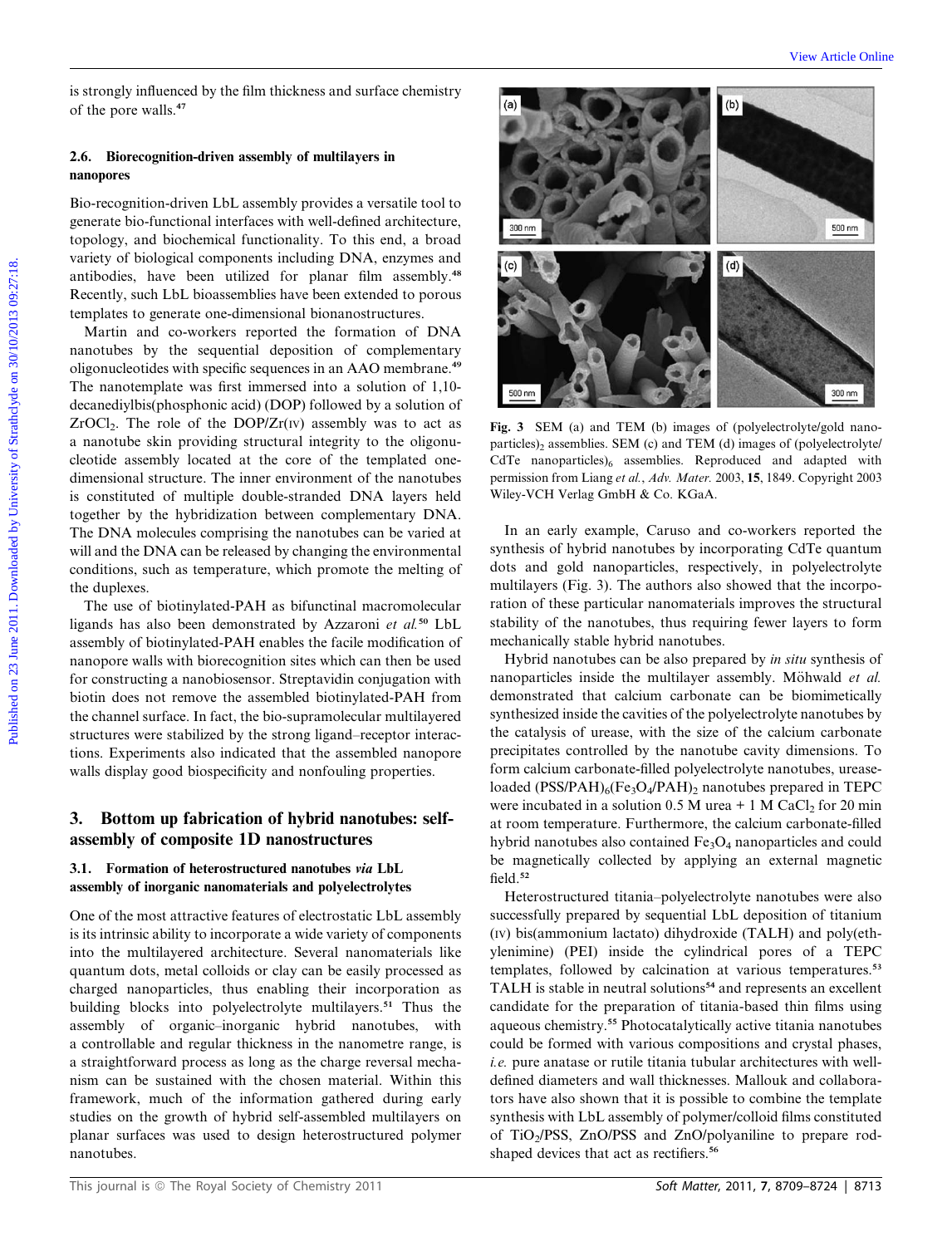is strongly influenced by the film thickness and surface chemistry of the pore walls.[47]

### 2.6. Biorecognition-driven assembly of multilayers in nanopores

Bio-recognition-driven LbL assembly provides a versatile tool to generate bio-functional interfaces with well-defined architecture, topology, and biochemical functionality. To this end, a broad variety of biological components including DNA, enzymes and antibodies, have been utilized for planar film assembly.[48] Recently, such LbL bioassemblies have been extended to porous templates to generate one-dimensional bionanostructures.

Martin and co-workers reported the formation of DNA nanotubes by the sequential deposition of complementary oligonucleotides with specific sequences in an AAO membrane.[49] The nanotemplate was first immersed into a solution of 1,10-decanediylbis(phosphonic acid) (DOP) followed by a solution of $ZrOCl_2$. The role of the DOP/Zr(IV) assembly was to act as a nanotube skin providing structural integrity to the oligonucleotide assembly located at the core of the templated one-dimensional structure. The inner environment of the nanotubes is constituted of multiple double-stranded DNA layers held together by the hybridization between complementary DNA. The DNA molecules comprising the nanotubes can be varied at will and the DNA can be released by changing the environmental conditions, such as temperature, which promote the melting of the duplexes.

The use of biotinylated-PAH as bifunctional macromolecular ligands has also been demonstrated by Azzaroni *et al.*[50] LbL assembly of biotinylated-PAH enables the facile modification of nanopore walls with biorecognition sites which can then be used for constructing a nanobiosensor. Streptavidin conjugation with biotin does not remove the assembled biotinylated-PAH from the channel surface. In fact, the bio-supramolecular multilayered structures were stabilized by the strong ligand–receptor interactions. Experiments also indicated that the assembled nanopore walls display good biospecificity and nonfouling properties.

## 3. Bottom up fabrication of hybrid nanotubes: self-assembly of composite 1D nanostructures

### 3.1. Formation of heterostructured nanotubes *via* LbL assembly of inorganic nanomaterials and polyelectrolytes

One of the most attractive features of electrostatic LbL assembly is its intrinsic ability to incorporate a wide variety of components into the multilayered architecture. Several nanomaterials like quantum dots, metal colloids or clay can be easily processed as charged nanoparticles, thus enabling their incorporation as building blocks into polyelectrolyte multilayers.[51] Thus the assembly of organic–inorganic hybrid nanotubes, with a controllable and regular thickness in the nanometre range, is a straightforward process as long as the charge reversal mechanism can be sustained with the chosen material. Within this framework, much of the information gathered during early studies on the growth of hybrid self-assembled multilayers on planar surfaces was used to design heterostructured polymer nanotubes.

**Fig. 3** SEM (a) and TEM (b) images of (polyelectrolyte/gold nanoparticles)$_2$ assemblies. SEM (c) and TEM (d) images of (polyelectrolyte/CdTe nanoparticles)$_6$ assemblies. Reproduced and adapted with permission from Liang *et al.*, *Adv. Mater.* 2003, **15**, 1849. Copyright 2003 Wiley-VCH Verlag GmbH & Co. KGaA.

In an early example, Caruso and co-workers reported the synthesis of hybrid nanotubes by incorporating CdTe quantum dots and gold nanoparticles, respectively, in polyelectrolyte multilayers (Fig. 3). The authors also showed that the incorporation of these particular nanomaterials improves the structural stability of the nanotubes, thus requiring fewer layers to form mechanically stable hybrid nanotubes.

Hybrid nanotubes can be also prepared by *in situ* synthesis of nanoparticles inside the multilayer assembly. Möhwald *et al.* demonstrated that calcium carbonate can be biomimetically synthesized inside the cavities of the polyelectrolyte nanotubes by the catalysis of urease, with the size of the calcium carbonate precipitates controlled by the nanotube cavity dimensions. To form calcium carbonate-filled polyelectrolyte nanotubes, urease-loaded $(PSS/PAH)_6(Fe_3O_4/PAH)_2$ nanotubes prepared in TEPC were incubated in a solution 0.5 M urea + 1 M $CaCl_2$ for 20 min at room temperature. Furthermore, the calcium carbonate-filled hybrid nanotubes also contained $Fe_3O_4$ nanoparticles and could be magnetically collected by applying an external magnetic field.[52]

Heterostructured titania–polyelectrolyte nanotubes were also successfully prepared by sequential LbL deposition of titanium (IV) bis(ammonium lactato) dihydroxide (TALH) and poly(ethylenimine) (PEI) inside the cylindrical pores of a TEPC templates, followed by calcination at various temperatures.[53] TALH is stable in neutral solutions[54] and represents an excellent candidate for the preparation of titania-based thin films using aqueous chemistry.[55] Photocatalytically active titania nanotubes could be formed with various compositions and crystal phases, *i.e.* pure anatase or rutile titania tubular architectures with well-defined diameters and wall thicknesses. Mallouk and collaborators have also shown that it is possible to combine the template synthesis with LbL assembly of polymer/colloid films constituted of $TiO_2$/PSS, ZnO/PSS and ZnO/polyaniline to prepare rod-shaped devices that act as rectifiers.[56]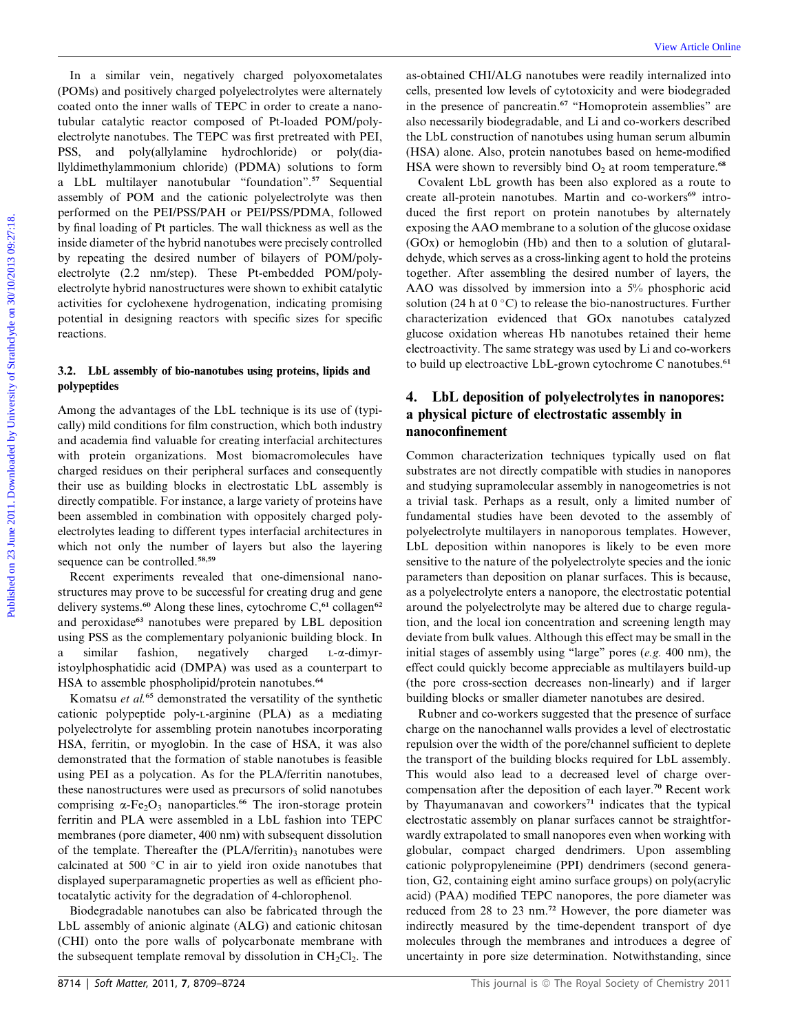In a similar vein, negatively charged polyoxometalates (POMs) and positively charged polyelectrolytes were alternately coated onto the inner walls of TEPC in order to create a nanotubular catalytic reactor composed of Pt-loaded POM/polyelectrolyte nanotubes. The TEPC was first pretreated with PEI, PSS, and poly(allylamine hydrochloride) or poly(diallyldimethylammonium chloride) (PDMA) solutions to form a LbL multilayer nanotubular "foundation".[57] Sequential assembly of POM and the cationic polyelectrolyte was then performed on the PEI/PSS/PAH or PEI/PSS/PDMA, followed by final loading of Pt particles. The wall thickness as well as the inside diameter of the hybrid nanotubes were precisely controlled by repeating the desired number of bilayers of POM/polyelectrolyte (2.2 nm/step). These Pt-embedded POM/polyelectrolyte hybrid nanostructures were shown to exhibit catalytic activities for cyclohexene hydrogenation, indicating promising potential in designing reactors with specific sizes for specific reactions.

### 3.2. LbL assembly of bio-nanotubes using proteins, lipids and polypeptides

Among the advantages of the LbL technique is its use of (typically) mild conditions for film construction, which both industry and academia find valuable for creating interfacial architectures with protein organizations. Most biomacromolecules have charged residues on their peripheral surfaces and consequently their use as building blocks in electrostatic LbL assembly is directly compatible. For instance, a large variety of proteins have been assembled in combination with oppositely charged polyelectrolytes leading to different types interfacial architectures in which not only the number of layers but also the layering sequence can be controlled.[58,59]

Recent experiments revealed that one-dimensional nanostructures may prove to be successful for creating drug and gene delivery systems.[60] Along these lines, cytochrome C,[61] collagen[62] and peroxidase[63] nanotubes were prepared by LBL deposition using PSS as the complementary polyanionic building block. In a similar fashion, negatively charged L-α-dimyristoylphosphatidic acid (DMPA) was used as a counterpart to HSA to assemble phospholipid/protein nanotubes.[64]

Komatsu *et al.*[65] demonstrated the versatility of the synthetic cationic polypeptide poly-L-arginine (PLA) as a mediating polyelectrolyte for assembling protein nanotubes incorporating HSA, ferritin, or myoglobin. In the case of HSA, it was also demonstrated that the formation of stable nanotubes is feasible using PEI as a polycation. As for the PLA/ferritin nanotubes, these nanostructures were used as precursors of solid nanotubes comprising $\alpha$-$Fe_2O_3$ nanoparticles.[66] The iron-storage protein ferritin and PLA were assembled in a LbL fashion into TEPC membranes (pore diameter, 400 nm) with subsequent dissolution of the template. Thereafter the $(PLA/ferritin)_3$ nanotubes were calcinated at 500 °C in air to yield iron oxide nanotubes that displayed superparamagnetic properties as well as efficient photocatalytic activity for the degradation of 4-chlorophenol.

Biodegradable nanotubes can also be fabricated through the LbL assembly of anionic alginate (ALG) and cationic chitosan (CHI) onto the pore walls of polycarbonate membrane with the subsequent template removal by dissolution in $CH_2Cl_2$. The as-obtained CHI/ALG nanotubes were readily internalized into cells, presented low levels of cytotoxicity and were biodegraded in the presence of pancreatin.[67] "Homoprotein assemblies" are also necessarily biodegradable, and Li and co-workers described the LbL construction of nanotubes using human serum albumin (HSA) alone. Also, protein nanotubes based on heme-modified HSA were shown to reversibly bind $O_2$ at room temperature.[68]

Covalent LbL growth has been also explored as a route to create all-protein nanotubes. Martin and co-workers[69] introduced the first report on protein nanotubes by alternately exposing the AAO membrane to a solution of the glucose oxidase (GOx) or hemoglobin (Hb) and then to a solution of glutaraldehyde, which serves as a cross-linking agent to hold the proteins together. After assembling the desired number of layers, the AAO was dissolved by immersion into a 5% phosphoric acid solution (24 h at 0 °C) to release the bio-nanostructures. Further characterization evidenced that GOx nanotubes catalyzed glucose oxidation whereas Hb nanotubes retained their heme electroactivity. The same strategy was used by Li and co-workers to build up electroactive LbL-grown cytochrome C nanotubes.[61]

## 4. LbL deposition of polyelectrolytes in nanopores: a physical picture of electrostatic assembly in nanoconfinement

Common characterization techniques typically used on flat substrates are not directly compatible with studies in nanopores and studying supramolecular assembly in nanogeometries is not a trivial task. Perhaps as a result, only a limited number of fundamental studies have been devoted to the assembly of polyelectrolyte multilayers in nanoporous templates. However, LbL deposition within nanopores is likely to be even more sensitive to the nature of the polyelectrolyte species and the ionic parameters than deposition on planar surfaces. This is because, as a polyelectrolyte enters a nanopore, the electrostatic potential around the polyelectrolyte may be altered due to charge regulation, and the local ion concentration and screening length may deviate from bulk values. Although this effect may be small in the initial stages of assembly using "large" pores (*e.g.* 400 nm), the effect could quickly become appreciable as multilayers build-up (the pore cross-section decreases non-linearly) and if larger building blocks or smaller diameter nanotubes are desired.

Rubner and co-workers suggested that the presence of surface charge on the nanochannel walls provides a level of electrostatic repulsion over the width of the pore/channel sufficient to deplete the transport of the building blocks required for LbL assembly. This would also lead to a decreased level of charge overcompensation after the deposition of each layer.[70] Recent work by Thayumanavan and coworkers[71] indicates that the typical electrostatic assembly on planar surfaces cannot be straightforwardly extrapolated to small nanopores even when working with globular, compact charged dendrimers. Upon assembling cationic polypropyleneimine (PPI) dendrimers (second generation, G2, containing eight amino surface groups) on poly(acrylic acid) (PAA) modified TEPC nanopores, the pore diameter was reduced from 28 to 23 nm.[72] However, the pore diameter was indirectly measured by the time-dependent transport of dye molecules through the membranes and introduces a degree of uncertainty in pore size determination. Notwithstanding, since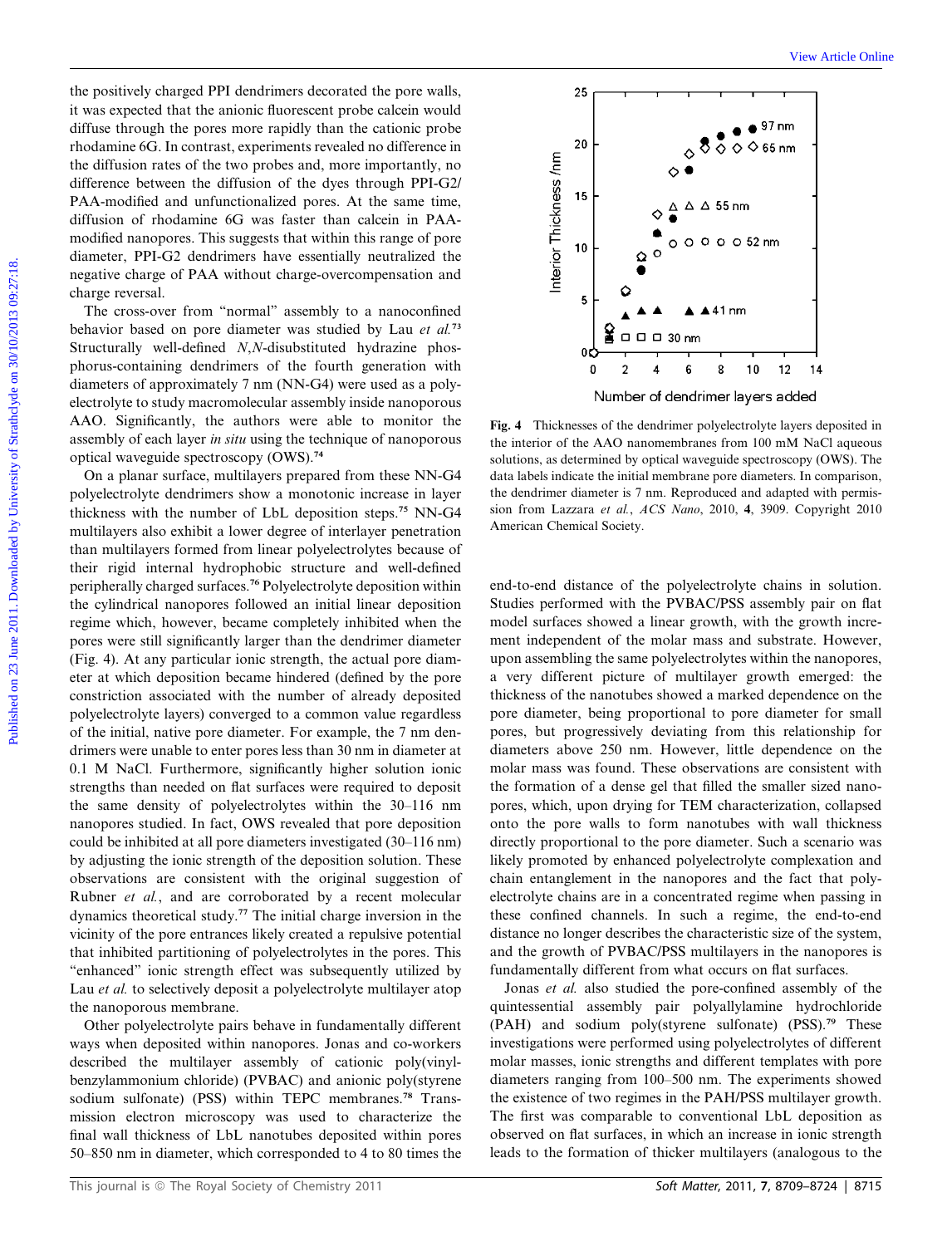the positively charged PPI dendrimers decorated the pore walls, it was expected that the anionic fluorescent probe calcein would diffuse through the pores more rapidly than the cationic probe rhodamine 6G. In contrast, experiments revealed no difference in the diffusion rates of the two probes and, more importantly, no difference between the diffusion of the dyes through PPI-G2/PAA-modified and unfunctionalized pores. At the same time, diffusion of rhodamine 6G was faster than calcein in PAA-modified nanopores. This suggests that within this range of pore diameter, PPI-G2 dendrimers have essentially neutralized the negative charge of PAA without charge-overcompensation and charge reversal.

The cross-over from "normal" assembly to a nanoconfined behavior based on pore diameter was studied by Lau *et al.*[73] Structurally well-defined *N*,*N*-disubstituted hydrazine phosphorus-containing dendrimers of the fourth generation with diameters of approximately 7 nm (NN-G4) were used as a polyelectrolyte to study macromolecular assembly inside nanoporous AAO. Significantly, the authors were able to monitor the assembly of each layer *in situ* using the technique of nanoporous optical waveguide spectroscopy (OWS).[74]

On a planar surface, multilayers prepared from these NN-G4 polyelectrolyte dendrimers show a monotonic increase in layer thickness with the number of LbL deposition steps.[75] NN-G4 multilayers also exhibit a lower degree of interlayer penetration than multilayers formed from linear polyelectrolytes because of their rigid internal hydrophobic structure and well-defined peripherally charged surfaces.[76] Polyelectrolyte deposition within the cylindrical nanopores followed an initial linear deposition regime which, however, became completely inhibited when the pores were still significantly larger than the dendrimer diameter (Fig. 4). At any particular ionic strength, the actual pore diameter at which deposition became hindered (defined by the pore constriction associated with the number of already deposited polyelectrolyte layers) converged to a common value regardless of the initial, native pore diameter. For example, the 7 nm dendrimers were unable to enter pores less than 30 nm in diameter at 0.1 M NaCl. Furthermore, significantly higher solution ionic strengths than needed on flat surfaces were required to deposit the same density of polyelectrolytes within the 30–116 nm nanopores studied. In fact, OWS revealed that pore deposition could be inhibited at all pore diameters investigated (30–116 nm) by adjusting the ionic strength of the deposition solution. These observations are consistent with the original suggestion of Rubner *et al.*, and are corroborated by a recent molecular dynamics theoretical study.[77] The initial charge inversion in the vicinity of the pore entrances likely created a repulsive potential that inhibited partitioning of polyelectrolytes in the pores. This "enhanced" ionic strength effect was subsequently utilized by Lau *et al.* to selectively deposit a polyelectrolyte multilayer atop the nanoporous membrane.

**Fig. 4** Thicknesses of the dendrimer polyelectrolyte layers deposited in the interior of the AAO nanomembranes from 100 mM NaCl aqueous solutions, as determined by optical waveguide spectroscopy (OWS). The data labels indicate the initial membrane pore diameters. In comparison, the dendrimer diameter is 7 nm. Reproduced and adapted with permission from Lazzara *et al.*, *ACS Nano*, 2010, **4**, 3909. Copyright 2010 American Chemical Society.

Other polyelectrolyte pairs behave in fundamentally different ways when deposited within nanopores. Jonas and co-workers described the multilayer assembly of cationic poly(vinylbenzylammonium chloride) (PVBAC) and anionic poly(styrene sodium sulfonate) (PSS) within TEPC membranes.[78] Transmission electron microscopy was used to characterize the final wall thickness of LbL nanotubes deposited within pores 50–850 nm in diameter, which corresponded to 4 to 80 times the end-to-end distance of the polyelectrolyte chains in solution. Studies performed with the PVBAC/PSS assembly pair on flat model surfaces showed a linear growth, with the growth increment independent of the molar mass and substrate. However, upon assembling the same polyelectrolytes within the nanopores, a very different picture of multilayer growth emerged: the thickness of the nanotubes showed a marked dependence on the pore diameter, being proportional to pore diameter for small pores, but progressively deviating from this relationship for diameters above 250 nm. However, little dependence on the molar mass was found. These observations are consistent with the formation of a dense gel that filled the smaller sized nanopores, which, upon drying for TEM characterization, collapsed onto the pore walls to form nanotubes with wall thickness directly proportional to the pore diameter. Such a scenario was likely promoted by enhanced polyelectrolyte complexation and chain entanglement in the nanopores and the fact that polyelectrolyte chains are in a concentrated regime when passing in these confined channels. In such a regime, the end-to-end distance no longer describes the characteristic size of the system, and the growth of PVBAC/PSS multilayers in the nanopores is fundamentally different from what occurs on flat surfaces.

Jonas *et al.* also studied the pore-confined assembly of the quintessential assembly pair polyallylamine hydrochloride (PAH) and sodium poly(styrene sulfonate) (PSS).[79] These investigations were performed using polyelectrolytes of different molar masses, ionic strengths and different templates with pore diameters ranging from 100–500 nm. The experiments showed the existence of two regimes in the PAH/PSS multilayer growth. The first was comparable to conventional LbL deposition as observed on flat surfaces, in which an increase in ionic strength leads to the formation of thicker multilayers (analogous to the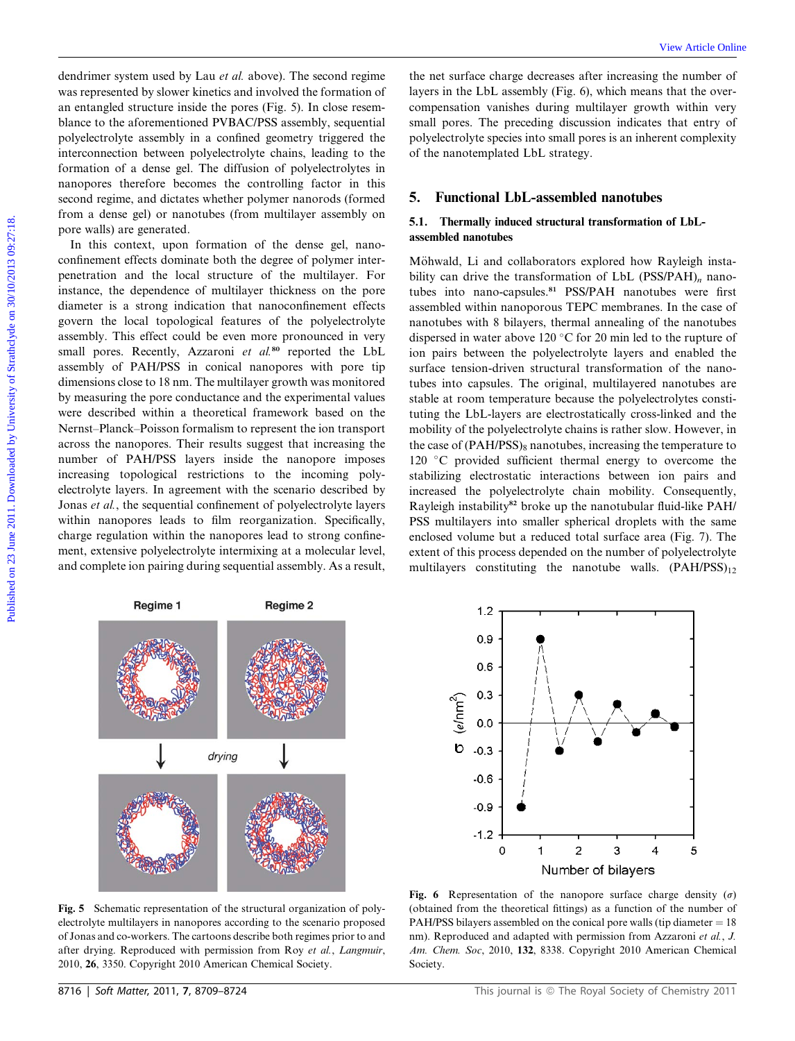dendrimer system used by Lau *et al.* above). The second regime was represented by slower kinetics and involved the formation of an entangled structure inside the pores (Fig. 5). In close resemblance to the aforementioned PVBAC/PSS assembly, sequential polyelectrolyte assembly in a confined geometry triggered the interconnection between polyelectrolyte chains, leading to the formation of a dense gel. The diffusion of polyelectrolytes in nanopores therefore becomes the controlling factor in this second regime, and dictates whether polymer nanorods (formed from a dense gel) or nanotubes (from multilayer assembly on pore walls) are generated.

In this context, upon formation of the dense gel, nanoconfinement effects dominate both the degree of polymer interpenetration and the local structure of the multilayer. For instance, the dependence of multilayer thickness on the pore diameter is a strong indication that nanoconfinement effects govern the local topological features of the polyelectrolyte assembly. This effect could be even more pronounced in very small pores. Recently, Azzaroni *et al.*[80] reported the LbL assembly of PAH/PSS in conical nanopores with pore tip dimensions close to 18 nm. The multilayer growth was monitored by measuring the pore conductance and the experimental values were described within a theoretical framework based on the Nernst–Planck–Poisson formalism to represent the ion transport across the nanopores. Their results suggest that increasing the number of PAH/PSS layers inside the nanopore imposes increasing topological restrictions to the incoming polyelectrolyte layers. In agreement with the scenario described by Jonas *et al.*, the sequential confinement of polyelectrolyte layers within nanopores leads to film reorganization. Specifically, charge regulation within the nanopores lead to strong confinement, extensive polyelectrolyte intermixing at a molecular level, and complete ion pairing during sequential assembly. As a result, the net surface charge decreases after increasing the number of layers in the LbL assembly (Fig. 6), which means that the overcompensation vanishes during multilayer growth within very small pores. The preceding discussion indicates that entry of polyelectrolyte species into small pores is an inherent complexity of the nanotemplated LbL strategy.

Regime 1
Regime 2
drying

Fig. 5 Schematic representation of the structural organization of polyelectrolyte multilayers in nanopores according to the scenario proposed of Jonas and co-workers. The cartoons describe both regimes prior to and after drying. Reproduced with permission from Roy *et al.*, *Langmuir*, 2010, **26**, 3350. Copyright 2010 American Chemical Society.

## 5. Functional LbL-assembled nanotubes

### 5.1. Thermally induced structural transformation of LbL-assembled nanotubes

Möhwald, Li and collaborators explored how Rayleigh instability can drive the transformation of LbL $(PSS/PAH)_n$ nanotubes into nano-capsules.[81] PSS/PAH nanotubes were first assembled within nanoporous TEPC membranes. In the case of nanotubes with 8 bilayers, thermal annealing of the nanotubes dispersed in water above 120 °C for 20 min led to the rupture of ion pairs between the polyelectrolyte layers and enabled the surface tension-driven structural transformation of the nanotubes into capsules. The original, multilayered nanotubes are stable at room temperature because the polyelectrolytes constituting the LbL-layers are electrostatically cross-linked and the mobility of the polyelectrolyte chains is rather slow. However, in the case of $(PAH/PSS)_8$ nanotubes, increasing the temperature to 120 °C provided sufficient thermal energy to overcome the stabilizing electrostatic interactions between ion pairs and increased the polyelectrolyte chain mobility. Consequently, Rayleigh instability[82] broke up the nanotubular fluid-like PAH/PSS multilayers into smaller spherical droplets with the same enclosed volume but a reduced total surface area (Fig. 7). The extent of this process depended on the number of polyelectrolyte multilayers constituting the nanotube walls. $(PAH/PSS)_{12}$

1.2
0.9
0.6
0.3
0.0
-0.3
-0.6
-0.9
-1.2
σ (e/nm²)
0 1 2 3 4 5
Number of bilayers

Fig. 6 Representation of the nanopore surface charge density ($\sigma$) (obtained from the theoretical fittings) as a function of the number of PAH/PSS bilayers assembled on the conical pore walls (tip diameter = 18 nm). Reproduced and adapted with permission from Azzaroni *et al.*, *J. Am. Chem. Soc*, 2010, **132**, 8338. Copyright 2010 American Chemical Society.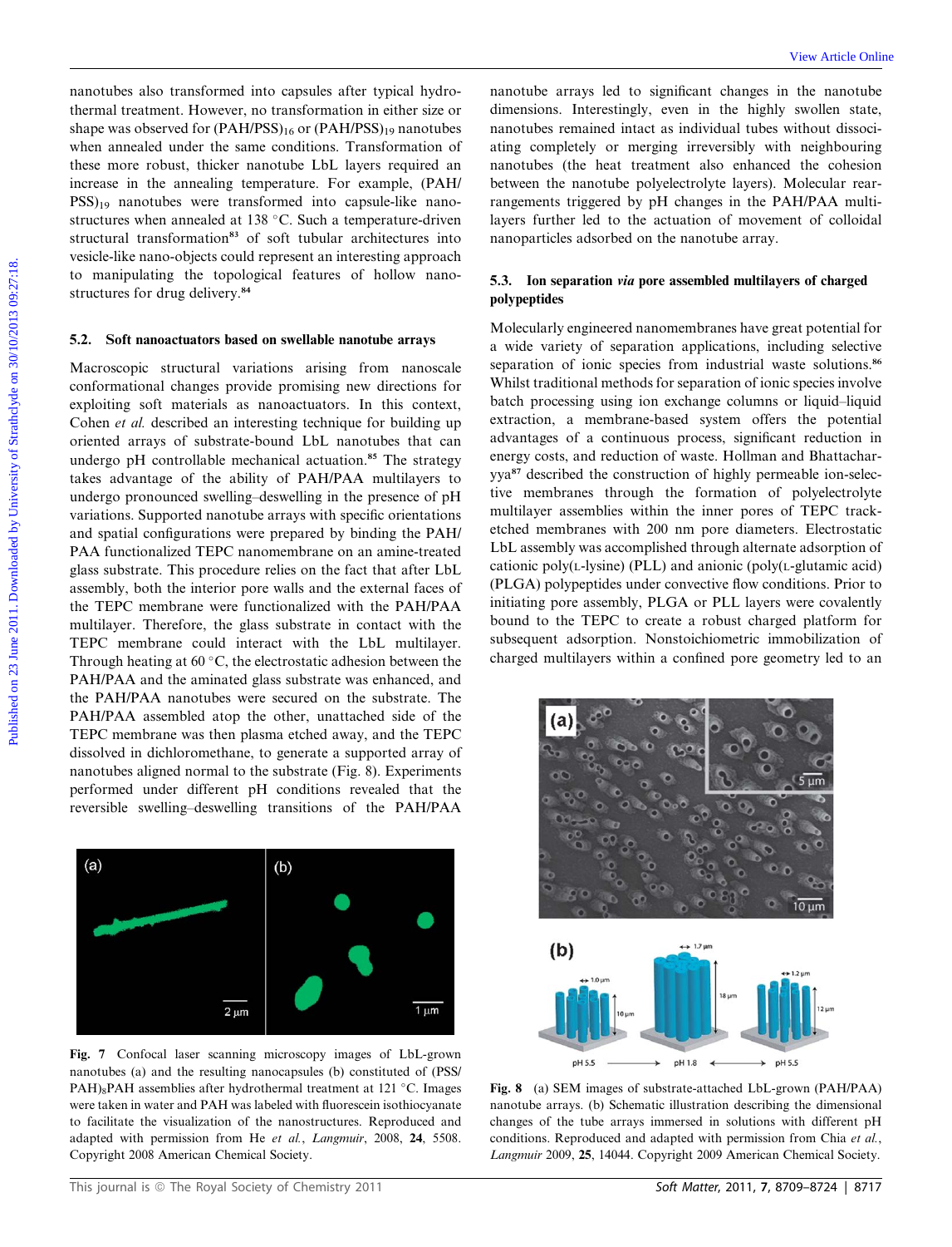nanotubes also transformed into capsules after typical hydrothermal treatment. However, no transformation in either size or shape was observed for $(PAH/PSS)_{16}$ or $(PAH/PSS)_{19}$ nanotubes when annealed under the same conditions. Transformation of these more robust, thicker nanotube LbL layers required an increase in the annealing temperature. For example, $(PAH/PSS)_{19}$ nanotubes were transformed into capsule-like nanostructures when annealed at 138 °C. Such a temperature-driven structural transformation[83] of soft tubular architectures into vesicle-like nano-objects could represent an interesting approach to manipulating the topological features of hollow nanostructures for drug delivery.[84]

### 5.2. Soft nanoactuators based on swellable nanotube arrays

Macroscopic structural variations arising from nanoscale conformational changes provide promising new directions for exploiting soft materials as nanoactuators. In this context, Cohen *et al.* described an interesting technique for building up oriented arrays of substrate-bound LbL nanotubes that can undergo pH controllable mechanical actuation.[85] The strategy takes advantage of the ability of PAH/PAA multilayers to undergo pronounced swelling–deswelling in the presence of pH variations. Supported nanotube arrays with specific orientations and spatial configurations were prepared by binding the PAH/PAA functionalized TEPC nanomembrane on an amine-treated glass substrate. This procedure relies on the fact that after LbL assembly, both the interior pore walls and the external faces of the TEPC membrane were functionalized with the PAH/PAA multilayer. Therefore, the glass substrate in contact with the TEPC membrane could interact with the LbL multilayer. Through heating at 60 °C, the electrostatic adhesion between the PAH/PAA and the aminated glass substrate was enhanced, and the PAH/PAA nanotubes were secured on the substrate. The PAH/PAA assembled atop the other, unattached side of the TEPC membrane was then plasma etched away, and the TEPC dissolved in dichloromethane, to generate a supported array of nanotubes aligned normal to the substrate (Fig. 8). Experiments performed under different pH conditions revealed that the reversible swelling–deswelling transitions of the PAH/PAA nanotube arrays led to significant changes in the nanotube dimensions. Interestingly, even in the highly swollen state, nanotubes remained intact as individual tubes without dissociating completely or merging irreversibly with neighbouring nanotubes (the heat treatment also enhanced the cohesion between the nanotube polyelectrolyte layers). Molecular rearrangements triggered by pH changes in the PAH/PAA multilayers further led to the actuation of movement of colloidal nanoparticles adsorbed on the nanotube array.

**Fig. 7** Confocal laser scanning microscopy images of LbL-grown nanotubes (a) and the resulting nanocapsules (b) constituted of $(PSS/PAH)_8$PAH assemblies after hydrothermal treatment at 121 °C. Images were taken in water and PAH was labeled with fluorescein isothiocyanate to facilitate the visualization of the nanostructures. Reproduced and adapted with permission from He *et al.*, *Langmuir*, 2008, **24**, 5508. Copyright 2008 American Chemical Society.

### 5.3. Ion separation *via* pore assembled multilayers of charged polypeptides

Molecularly engineered nanomembranes have great potential for a wide variety of separation applications, including selective separation of ionic species from industrial waste solutions.[86] Whilst traditional methods for separation of ionic species involve batch processing using ion exchange columns or liquid–liquid extraction, a membrane-based system offers the potential advantages of a continuous process, significant reduction in energy costs, and reduction of waste. Hollman and Bhattacharyya[87] described the construction of highly permeable ion-selective membranes through the formation of polyelectrolyte multilayer assemblies within the inner pores of TEPC track-etched membranes with 200 nm pore diameters. Electrostatic LbL assembly was accomplished through alternate adsorption of cationic poly(L-lysine) (PLL) and anionic (poly(L-glutamic acid) (PLGA) polypeptides under convective flow conditions. Prior to initiating pore assembly, PLGA or PLL layers were covalently bound to the TEPC to create a robust charged platform for subsequent adsorption. Nonstoichiometric immobilization of charged multilayers within a confined pore geometry led to an

**Fig. 8** (a) SEM images of substrate-attached LbL-grown (PAH/PAA) nanotube arrays. (b) Schematic illustration describing the dimensional changes of the tube arrays immersed in solutions with different pH conditions. Reproduced and adapted with permission from Chia *et al.*, *Langmuir* 2009, **25**, 14044. Copyright 2009 American Chemical Society.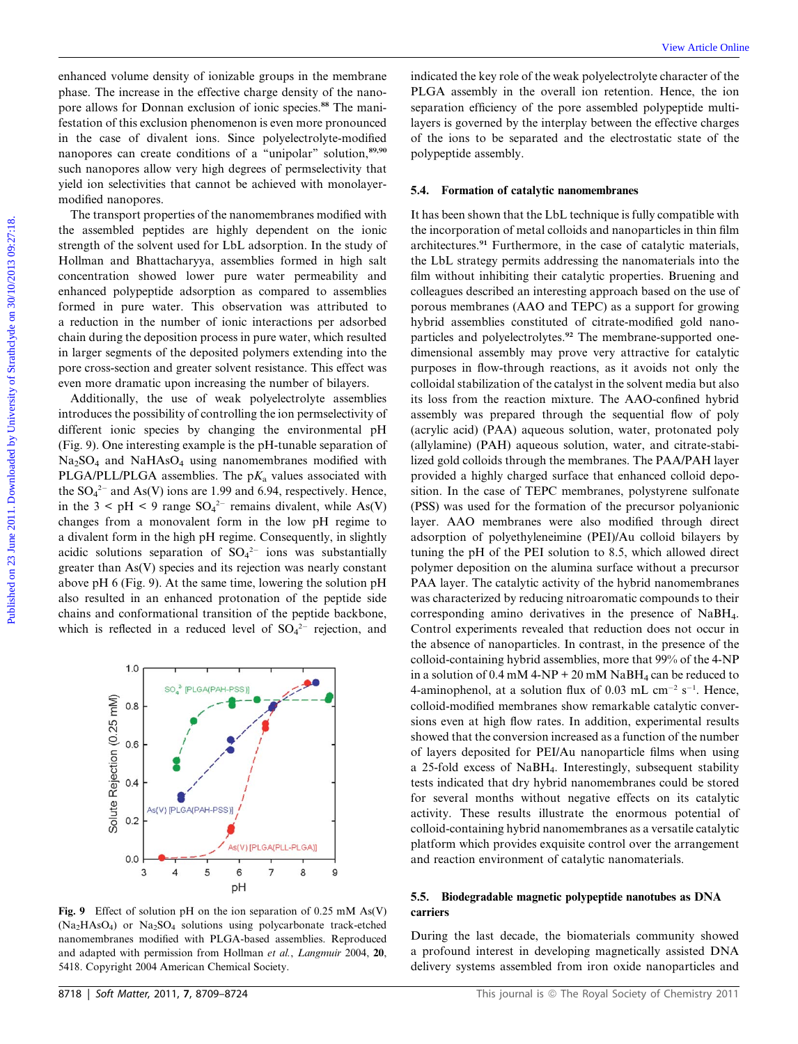enhanced volume density of ionizable groups in the membrane phase. The increase in the effective charge density of the nanopore allows for Donnan exclusion of ionic species.[88] The manifestation of this exclusion phenomenon is even more pronounced in the case of divalent ions. Since polyelectrolyte-modified nanopores can create conditions of a "unipolar" solution,[89,90] such nanopores allow very high degrees of permselectivity that yield ion selectivities that cannot be achieved with monolayer-modified nanopores.

The transport properties of the nanomembranes modified with the assembled peptides are highly dependent on the ionic strength of the solvent used for LbL adsorption. In the study of Hollman and Bhattacharyya, assemblies formed in high salt concentration showed lower pure water permeability and enhanced polypeptide adsorption as compared to assemblies formed in pure water. This observation was attributed to a reduction in the number of ionic interactions per adsorbed chain during the deposition process in pure water, which resulted in larger segments of the deposited polymers extending into the pore cross-section and greater solvent resistance. This effect was even more dramatic upon increasing the number of bilayers.

Additionally, the use of weak polyelectrolyte assemblies introduces the possibility of controlling the ion permselectivity of different ionic species by changing the environmental pH (Fig. 9). One interesting example is the pH-tunable separation of $Na_2SO_4$ and $NaHAsO_4$ using nanomembranes modified with PLGA/PLL/PLGA assemblies. The $pK_a$ values associated with the $SO_4^{2-}$ and As(V) ions are 1.99 and 6.94, respectively. Hence, in the $3 < pH < 9$ range $SO_4^{2-}$ remains divalent, while As(V) changes from a monovalent form in the low pH regime to a divalent form in the high pH regime. Consequently, in slightly acidic solutions separation of $SO_4^{2-}$ ions was substantially greater than As(V) species and its rejection was nearly constant above pH 6 (Fig. 9). At the same time, lowering the solution pH also resulted in an enhanced protonation of the peptide side chains and conformational transition of the peptide backbone, which is reflected in a reduced level of $SO_4^{2-}$ rejection, and indicated the key role of the weak polyelectrolyte character of the PLGA assembly in the overall ion retention. Hence, the ion separation efficiency of the pore assembled polypeptide multilayers is governed by the interplay between the effective charges of the ions to be separated and the electrostatic state of the polypeptide assembly.

**Fig. 9** Effect of solution pH on the ion separation of 0.25 mM As(V) ($Na_2HAsO_4$) or $Na_2SO_4$ solutions using polycarbonate track-etched nanomembranes modified with PLGA-based assemblies. Reproduced and adapted with permission from Hollman *et al.*, *Langmuir* 2004, **20**, 5418. Copyright 2004 American Chemical Society.

### 5.4. Formation of catalytic nanomembranes

It has been shown that the LbL technique is fully compatible with the incorporation of metal colloids and nanoparticles in thin film architectures.[91] Furthermore, in the case of catalytic materials, the LbL strategy permits addressing the nanomaterials into the film without inhibiting their catalytic properties. Bruening and colleagues described an interesting approach based on the use of porous membranes (AAO and TEPC) as a support for growing hybrid assemblies constituted of citrate-modified gold nanoparticles and polyelectrolytes.[92] The membrane-supported one-dimensional assembly may prove very attractive for catalytic purposes in flow-through reactions, as it avoids not only the colloidal stabilization of the catalyst in the solvent media but also its loss from the reaction mixture. The AAO-confined hybrid assembly was prepared through the sequential flow of poly (acrylic acid) (PAA) aqueous solution, water, protonated poly (allylamine) (PAH) aqueous solution, water, and citrate-stabilized gold colloids through the membranes. The PAA/PAH layer provided a highly charged surface that enhanced colloid deposition. In the case of TEPC membranes, polystyrene sulfonate (PSS) was used for the formation of the precursor polyanionic layer. AAO membranes were also modified through direct adsorption of polyethyleneimine (PEI)/Au colloid bilayers by tuning the pH of the PEI solution to 8.5, which allowed direct polymer deposition on the alumina surface without a precursor PAA layer. The catalytic activity of the hybrid nanomembranes was characterized by reducing nitroaromatic compounds to their corresponding amino derivatives in the presence of $NaBH_4$. Control experiments revealed that reduction does not occur in the absence of nanoparticles. In contrast, in the presence of the colloid-containing hybrid assemblies, more that 99% of the 4-NP in a solution of 0.4 mM 4-NP + 20 mM $NaBH_4$ can be reduced to 4-aminophenol, at a solution flux of 0.03 mL $cm^{-2}$ $s^{-1}$. Hence, colloid-modified membranes show remarkable catalytic conversions even at high flow rates. In addition, experimental results showed that the conversion increased as a function of the number of layers deposited for PEI/Au nanoparticle films when using a 25-fold excess of $NaBH_4$. Interestingly, subsequent stability tests indicated that dry hybrid nanomembranes could be stored for several months without negative effects on its catalytic activity. These results illustrate the enormous potential of colloid-containing hybrid nanomembranes as a versatile catalytic platform which provides exquisite control over the arrangement and reaction environment of catalytic nanomaterials.

### 5.5. Biodegradable magnetic polypeptide nanotubes as DNA carriers

During the last decade, the biomaterials community showed a profound interest in developing magnetically assisted DNA delivery systems assembled from iron oxide nanoparticles and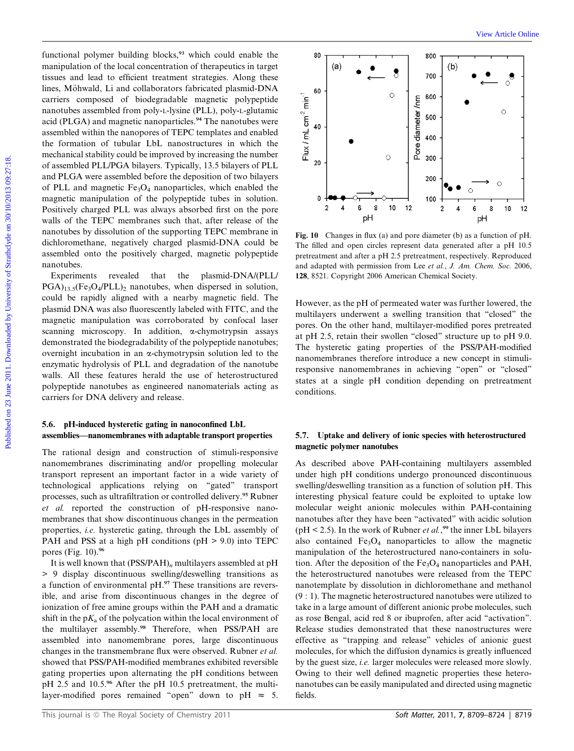functional polymer building blocks,[93] which could enable the manipulation of the local concentration of therapeutics in target tissues and lead to efficient treatment strategies. Along these lines, Möhwald, Li and collaborators fabricated plasmid-DNA carriers composed of biodegradable magnetic polypeptide nanotubes assembled from poly-L-lysine (PLL), poly-L-glutamic acid (PLGA) and magnetic nanoparticles.[94] The nanotubes were assembled within the nanopores of TEPC templates and enabled the formation of tubular LbL nanostructures in which the mechanical stability could be improved by increasing the number of assembled PLL/PGA bilayers. Typically, 13.5 bilayers of PLL and PLGA were assembled before the deposition of two bilayers of PLL and magnetic $Fe_3O_4$ nanoparticles, which enabled the magnetic manipulation of the polypeptide tubes in solution. Positively charged PLL was always absorbed first on the pore walls of the TEPC membranes such that, after release of the nanotubes by dissolution of the supporting TEPC membrane in dichloromethane, negatively charged plasmid-DNA could be assembled onto the positively charged, magnetic polypeptide nanotubes.

Experiments revealed that the plasmid-DNA/$(PLL/PGA)_{13.5}(Fe_3O_4/PLL)_2$ nanotubes, when dispersed in solution, could be rapidly aligned with a nearby magnetic field. The plasmid DNA was also fluorescently labeled with FITC, and the magnetic manipulation was corroborated by confocal laser scanning microscopy. In addition, α-chymotrypsin assays demonstrated the biodegradability of the polypeptide nanotubes; overnight incubation in an α-chymotrypsin solution led to the enzymatic hydrolysis of PLL and degradation of the nanotube walls. All these features herald the use of heterostructured polypeptide nanotubes as engineered nanomaterials acting as carriers for DNA delivery and release.

### 5.6. pH-induced hysteretic gating in nanoconfined LbL assemblies—nanomembranes with adaptable transport properties

The rational design and construction of stimuli-responsive nanomembranes discriminating and/or propelling molecular transport represent an important factor in a wide variety of technological applications relying on "gated" transport processes, such as ultrafiltration or controlled delivery.[95] Rubner *et al.* reported the construction of pH-responsive nanomembranes that show discontinuous changes in the permeation properties, *i.e.* hysteretic gating, through the LbL assembly of PAH and PSS at a high pH conditions (pH > 9.0) into TEPC pores (Fig. 10).[96]

It is well known that $(PSS/PAH)_n$ multilayers assembled at pH > 9 display discontinuous swelling/deswelling transitions as a function of environmental pH.[97] These transitions are reversible, and arise from discontinuous changes in the degree of ionization of free amine groups within the PAH and a dramatic shift in the $pK_a$ of the polycation within the local environment of the multilayer assembly.[98] Therefore, when PSS/PAH are assembled into nanomembrane pores, large discontinuous changes in the transmembrane flux were observed. Rubner *et al.* showed that PSS/PAH-modified membranes exhibited reversible gating properties upon alternating the pH conditions between pH 2.5 and 10.5.[96] After the pH 10.5 pretreatment, the multilayer-modified pores remained "open" down to pH ≈ 5.

**Fig. 10** Changes in flux (a) and pore diameter (b) as a function of pH. The filled and open circles represent data generated after a pH 10.5 pretreatment and after a pH 2.5 pretreatment, respectively. Reproduced and adapted with permission from Lee *et al.*, *J. Am. Chem. Soc.* 2006, **128**, 8521. Copyright 2006 American Chemical Society.

However, as the pH of permeated water was further lowered, the multilayers underwent a swelling transition that "closed" the pores. On the other hand, multilayer-modified pores pretreated at pH 2.5, retain their swollen "closed" structure up to pH 9.0. The hysteretic gating properties of the PSS/PAH-modified nanomembranes therefore introduce a new concept in stimuli-responsive nanomembranes in achieving "open" or "closed" states at a single pH condition depending on pretreatment conditions.

### 5.7. Uptake and delivery of ionic species with heterostructured magnetic polymer nanotubes

As described above PAH-containing multilayers assembled under high pH conditions undergo pronounced discontinuous swelling/deswelling transition as a function of solution pH. This interesting physical feature could be exploited to uptake low molecular weight anionic molecules within PAH-containing nanotubes after they have been "activated" with acidic solution (pH < 2.5). In the work of Rubner *et al.*,[99] the inner LbL bilayers also contained $Fe_3O_4$ nanoparticles to allow the magnetic manipulation of the heterostructured nano-containers in solution. After the deposition of the $Fe_3O_4$ nanoparticles and PAH, the heterostructured nanotubes were released from the TEPC nanotemplate by dissolution in dichloromethane and methanol (9 : 1). The magnetic heterostructured nanotubes were utilized to take in a large amount of different anionic probe molecules, such as rose Bengal, acid red 8 or ibuprofen, after acid "activation". Release studies demonstrated that these nanostructures were effective as "trapping and release" vehicles of anionic guest molecules, for which the diffusion dynamics is greatly influenced by the guest size, *i.e.* larger molecules were released more slowly. Owing to their well defined magnetic properties these hetero-nanotubes can be easily manipulated and directed using magnetic fields.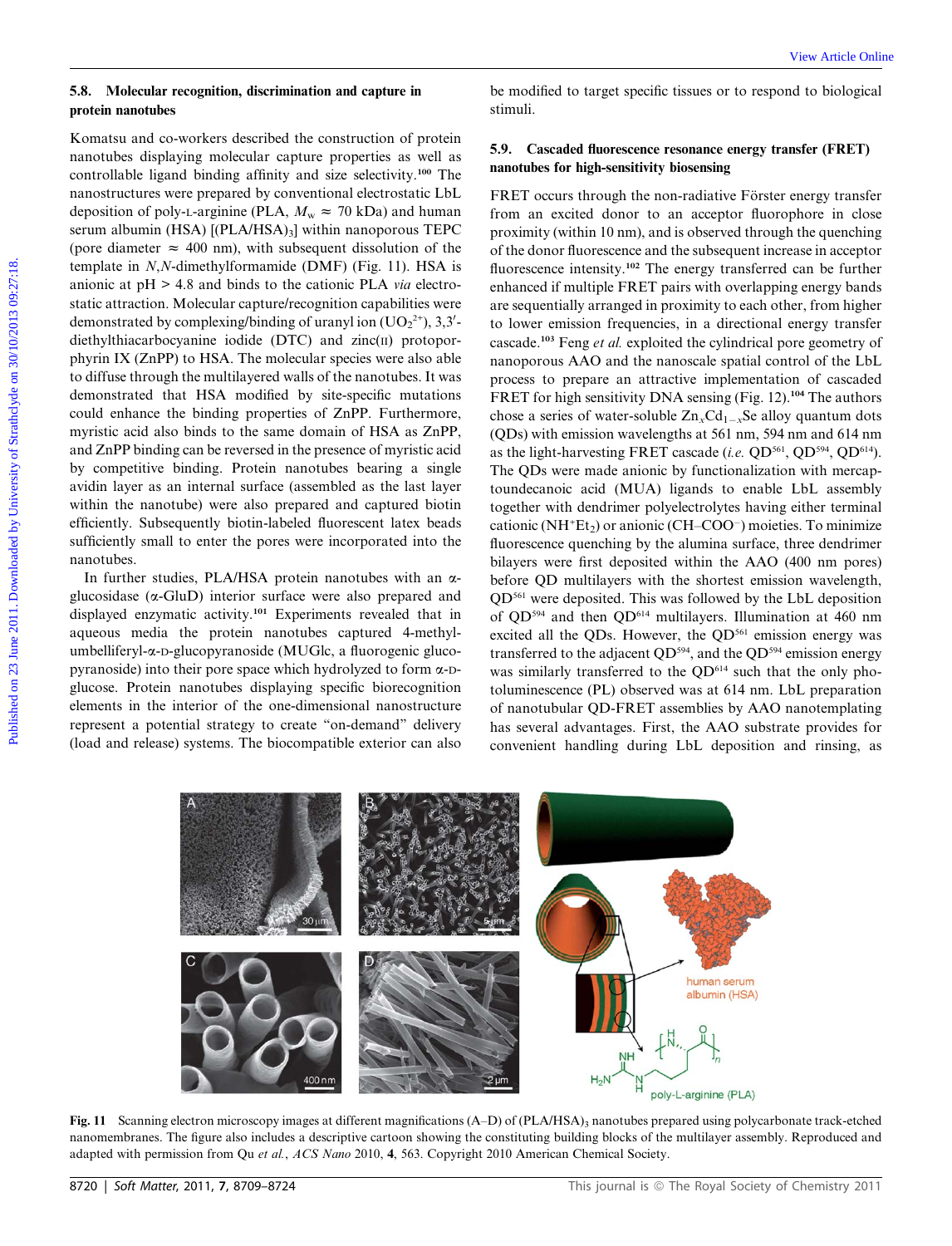### 5.8. Molecular recognition, discrimination and capture in protein nanotubes

Komatsu and co-workers described the construction of protein nanotubes displaying molecular capture properties as well as controllable ligand binding affinity and size selectivity.[100] The nanostructures were prepared by conventional electrostatic LbL deposition of poly-L-arginine (PLA, $M_w \approx 70$ kDa) and human serum albumin (HSA) [(PLA/HSA)$_3$] within nanoporous TEPC (pore diameter $\approx$ 400 nm), with subsequent dissolution of the template in *N*,*N*-dimethylformamide (DMF) (Fig. 11). HSA is anionic at pH > 4.8 and binds to the cationic PLA *via* electrostatic attraction. Molecular capture/recognition capabilities were demonstrated by complexing/binding of uranyl ion ($UO_2^{2+}$), 3,3′-diethylthiacarbocyanine iodide (DTC) and zinc(II) protoporphyrin IX (ZnPP) to HSA. The molecular species were also able to diffuse through the multilayered walls of the nanotubes. It was demonstrated that HSA modified by site-specific mutations could enhance the binding properties of ZnPP. Furthermore, myristic acid also binds to the same domain of HSA as ZnPP, and ZnPP binding can be reversed in the presence of myristic acid by competitive binding. Protein nanotubes bearing a single avidin layer as an internal surface (assembled as the last layer within the nanotube) were also prepared and captured biotin efficiently. Subsequently biotin-labeled fluorescent latex beads sufficiently small to enter the pores were incorporated into the nanotubes.

In further studies, PLA/HSA protein nanotubes with an α-glucosidase (α-GluD) interior surface were also prepared and displayed enzymatic activity.[101] Experiments revealed that in aqueous media the protein nanotubes captured 4-methylumbelliferyl-α-D-glucopyranoside (MUGlc, a fluorogenic glucopyranoside) into their pore space which hydrolyzed to form α-D-glucose. Protein nanotubes displaying specific biorecognition elements in the interior of the one-dimensional nanostructure represent a potential strategy to create "on-demand" delivery (load and release) systems. The biocompatible exterior can also be modified to target specific tissues or to respond to biological stimuli.

### 5.9. Cascaded fluorescence resonance energy transfer (FRET) nanotubes for high-sensitivity biosensing

FRET occurs through the non-radiative Förster energy transfer from an excited donor to an acceptor fluorophore in close proximity (within 10 nm), and is observed through the quenching of the donor fluorescence and the subsequent increase in acceptor fluorescence intensity.[102] The energy transferred can be further enhanced if multiple FRET pairs with overlapping energy bands are sequentially arranged in proximity to each other, from higher to lower emission frequencies, in a directional energy transfer cascade.[103] Feng *et al.* exploited the cylindrical pore geometry of nanoporous AAO and the nanoscale spatial control of the LbL process to prepare an attractive implementation of cascaded FRET for high sensitivity DNA sensing (Fig. 12).[104] The authors chose a series of water-soluble $Zn_xCd_{1-x}Se$ alloy quantum dots (QDs) with emission wavelengths at 561 nm, 594 nm and 614 nm as the light-harvesting FRET cascade (*i.e.* $QD^{561}$, $QD^{594}$, $QD^{614}$). The QDs were made anionic by functionalization with mercaptoundecanoic acid (MUA) ligands to enable LbL assembly together with dendrimer polyelectrolytes having either terminal cationic ($NH^+Et_2$) or anionic ($CH–COO^-$) moieties. To minimize fluorescence quenching by the alumina surface, three dendrimer bilayers were first deposited within the AAO (400 nm pores) before QD multilayers with the shortest emission wavelength, $QD^{561}$ were deposited. This was followed by the LbL deposition of $QD^{594}$ and then $QD^{614}$ multilayers. Illumination at 460 nm excited all the QDs. However, the $QD^{561}$ emission energy was transferred to the adjacent $QD^{594}$, and the $QD^{594}$ emission energy was similarly transferred to the $QD^{614}$ such that the only photoluminescence (PL) observed was at 614 nm. LbL preparation of nanotubular QD-FRET assemblies by AAO nanotemplating has several advantages. First, the AAO substrate provides for convenient handling during LbL deposition and rinsing, as

Fig. 11 Scanning electron microscopy images at different magnifications (A–D) of (PLA/HSA)$_3$ nanotubes prepared using polycarbonate track-etched nanomembranes. The figure also includes a descriptive cartoon showing the constituting building blocks of the multilayer assembly. Reproduced and adapted with permission from Qu *et al.*, *ACS Nano* 2010, **4**, 563. Copyright 2010 American Chemical Society.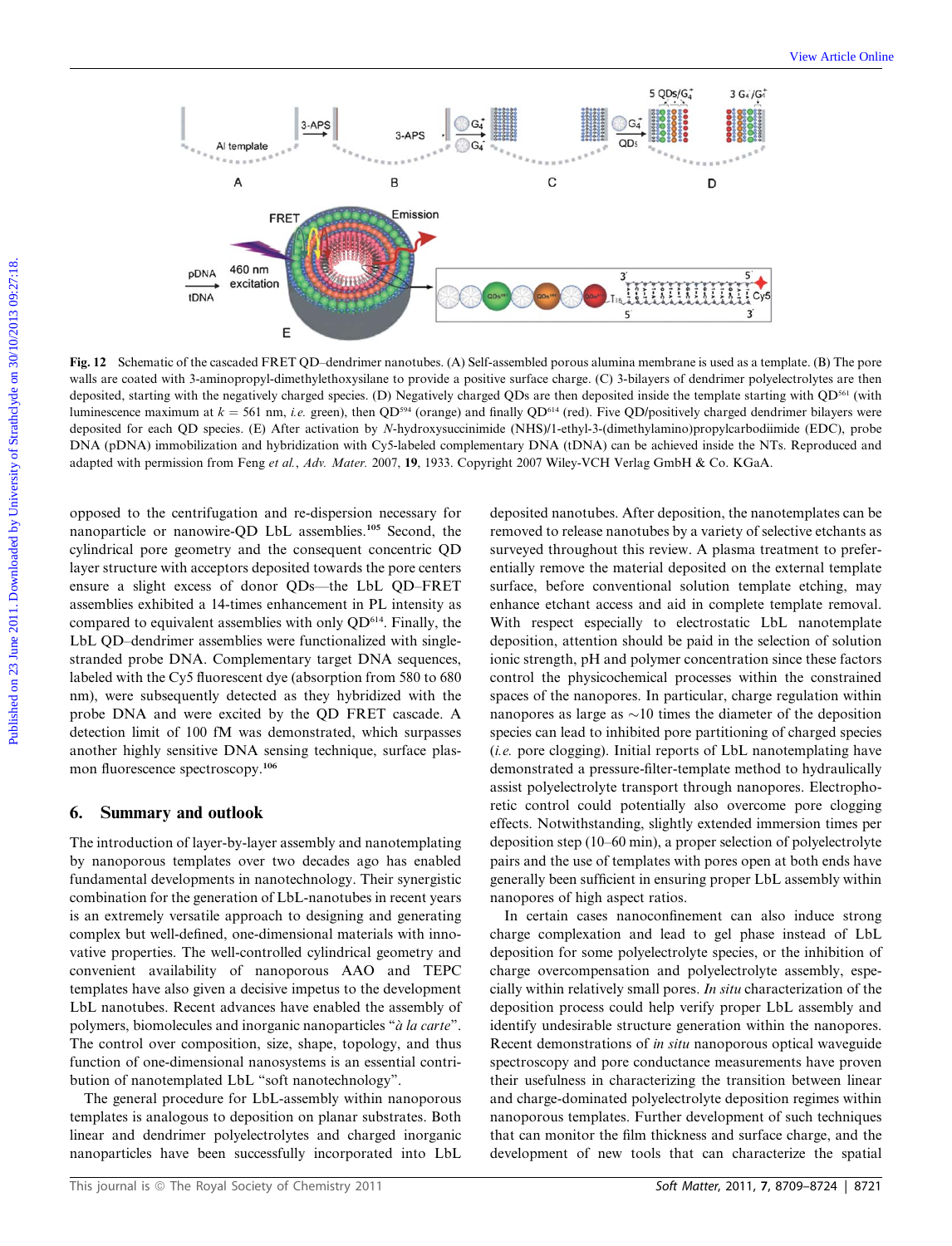A | B | C | D

Al template | 3-APS | 3-APS | $G_4^-$ | $G_4^+$ | $G_4^+$ | QDs | 5 QDs/$G_4^+$ | 3 $G_4^-$/$G_4^+$

FRET | Emission | 460 nm excitation | pDNA | tDNA | E

3' | 5' | $T_{15}$ | Cy5 | 5' | 3'

**Fig. 12** Schematic of the cascaded FRET QD–dendrimer nanotubes. (A) Self-assembled porous alumina membrane is used as a template. (B) The pore walls are coated with 3-aminopropyl-dimethylethoxysilane to provide a positive surface charge. (C) 3-bilayers of dendrimer polyelectrolytes are then deposited, starting with the negatively charged species. (D) Negatively charged QDs are then deposited inside the template starting with QD[561] (with luminescence maximum at $\lambda$ = 561 nm, *i.e.* green), then QD[594] (orange) and finally QD[614] (red). Five QD/positively charged dendrimer bilayers were deposited for each QD species. (E) After activation by *N*-hydroxysuccinimide (NHS)/1-ethyl-3-(dimethylamino)propylcarbodiimide (EDC), probe DNA (pDNA) immobilization and hybridization with Cy5-labeled complementary DNA (tDNA) can be achieved inside the NTs. Reproduced and adapted with permission from Feng *et al.*, *Adv. Mater.* 2007, **19**, 1933. Copyright 2007 Wiley-VCH Verlag GmbH & Co. KGaA.

opposed to the centrifugation and re-dispersion necessary for nanoparticle or nanowire-QD LbL assemblies.[105] Second, the cylindrical pore geometry and the consequent concentric QD layer structure with acceptors deposited towards the pore centers ensure a slight excess of donor QDs—the LbL QD–FRET assemblies exhibited a 14-times enhancement in PL intensity as compared to equivalent assemblies with only QD[614]. Finally, the LbL QD–dendrimer assemblies were functionalized with single-stranded probe DNA. Complementary target DNA sequences, labeled with the Cy5 fluorescent dye (absorption from 580 to 680 nm), were subsequently detected as they hybridized with the probe DNA and were excited by the QD FRET cascade. A detection limit of 100 fM was demonstrated, which surpasses another highly sensitive DNA sensing technique, surface plasmon fluorescence spectroscopy.[106]

## 6. Summary and outlook

The introduction of layer-by-layer assembly and nanotemplating by nanoporous templates over two decades ago has enabled fundamental developments in nanotechnology. Their synergistic combination for the generation of LbL-nanotubes in recent years is an extremely versatile approach to designing and generating complex but well-defined, one-dimensional materials with innovative properties. The well-controlled cylindrical geometry and convenient availability of nanoporous AAO and TEPC templates have also given a decisive impetus to the development LbL nanotubes. Recent advances have enabled the assembly of polymers, biomolecules and inorganic nanoparticles "*à la carte*". The control over composition, size, shape, topology, and thus function of one-dimensional nanosystems is an essential contribution of nanotemplated LbL "soft nanotechnology".

The general procedure for LbL-assembly within nanoporous templates is analogous to deposition on planar substrates. Both linear and dendrimer polyelectrolytes and charged inorganic nanoparticles have been successfully incorporated into LbL deposited nanotubes. After deposition, the nanotemplates can be removed to release nanotubes by a variety of selective etchants as surveyed throughout this review. A plasma treatment to preferentially remove the material deposited on the external template surface, before conventional solution template etching, may enhance etchant access and aid in complete template removal. With respect especially to electrostatic LbL nanotemplate deposition, attention should be paid in the selection of solution ionic strength, pH and polymer concentration since these factors control the physicochemical processes within the constrained spaces of the nanopores. In particular, charge regulation within nanopores as large as ~10 times the diameter of the deposition species can lead to inhibited pore partitioning of charged species (*i.e.* pore clogging). Initial reports of LbL nanotemplating have demonstrated a pressure-filter-template method to hydraulically assist polyelectrolyte transport through nanopores. Electrophoretic control could potentially also overcome pore clogging effects. Notwithstanding, slightly extended immersion times per deposition step (10–60 min), a proper selection of polyelectrolyte pairs and the use of templates with pores open at both ends have generally been sufficient in ensuring proper LbL assembly within nanopores of high aspect ratios.

In certain cases nanoconfinement can also induce strong charge complexation and lead to gel phase instead of LbL deposition for some polyelectrolyte species, or the inhibition of charge overcompensation and polyelectrolyte assembly, especially within relatively small pores. *In situ* characterization of the deposition process could help verify proper LbL assembly and identify undesirable structure generation within the nanopores. Recent demonstrations of *in situ* nanoporous optical waveguide spectroscopy and pore conductance measurements have proven their usefulness in characterizing the transition between linear and charge-dominated polyelectrolyte deposition regimes within nanoporous templates. Further development of such techniques that can monitor the film thickness and surface charge, and the development of new tools that can characterize the spatial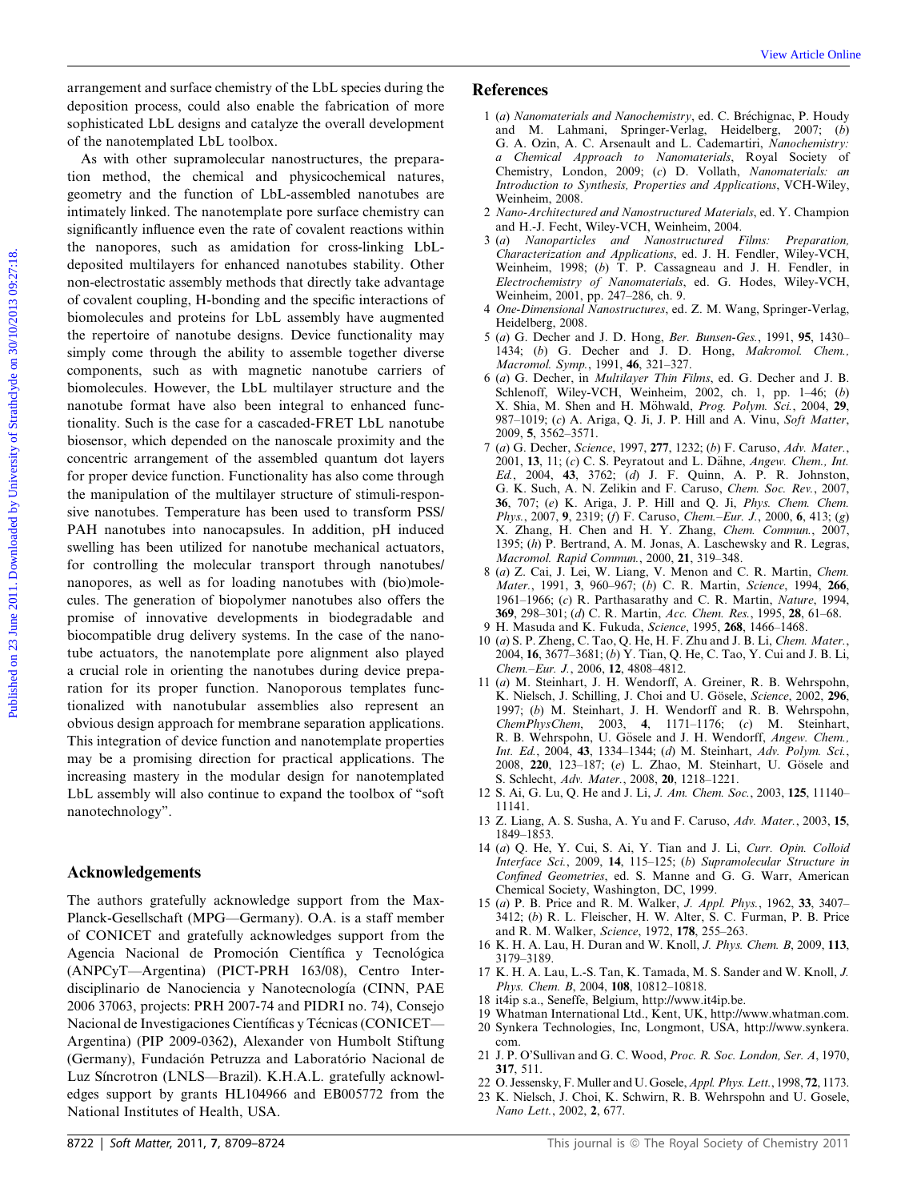arrangement and surface chemistry of the LbL species during the deposition process, could also enable the fabrication of more sophisticated LbL designs and catalyze the overall development of the nanotemplated LbL toolbox.

As with other supramolecular nanostructures, the preparation method, the chemical and physicochemical natures, geometry and the function of LbL-assembled nanotubes are intimately linked. The nanotemplate pore surface chemistry can significantly influence even the rate of covalent reactions within the nanopores, such as amidation for cross-linking LbL-deposited multilayers for enhanced nanotubes stability. Other non-electrostatic assembly methods that directly take advantage of covalent coupling, H-bonding and the specific interactions of biomolecules and proteins for LbL assembly have augmented the repertoire of nanotube designs. Device functionality may simply come through the ability to assemble together diverse components, such as with magnetic nanotube carriers of biomolecules. However, the LbL multilayer structure and the nanotube format have also been integral to enhanced functionality. Such is the case for a cascaded-FRET LbL nanotube biosensor, which depended on the nanoscale proximity and the concentric arrangement of the assembled quantum dot layers for proper device function. Functionality has also come through the manipulation of the multilayer structure of stimuli-responsive nanotubes. Temperature has been used to transform PSS/PAH nanotubes into nanocapsules. In addition, pH induced swelling has been utilized for nanotube mechanical actuators, for controlling the molecular transport through nanotubes/nanopores, as well as for loading nanotubes with (bio)molecules. The generation of biopolymer nanotubes also offers the promise of innovative developments in biodegradable and biocompatible drug delivery systems. In the case of the nanotube actuators, the nanotemplate pore alignment also played a crucial role in orienting the nanotubes during device preparation for its proper function. Nanoporous templates functionalized with nanotubular assemblies also represent an obvious design approach for membrane separation applications. This integration of device function and nanotemplate properties may be a promising direction for practical applications. The increasing mastery in the modular design for nanotemplated LbL assembly will also continue to expand the toolbox of "soft nanotechnology".

## Acknowledgements

The authors gratefully acknowledge support from the Max-Planck-Gesellschaft (MPG—Germany). O.A. is a staff member of CONICET and gratefully acknowledges support from the Agencia Nacional de Promoción Científica y Tecnológica (ANPCyT—Argentina) (PICT-PRH 163/08), Centro Interdisciplinario de Nanociencia y Nanotecnología (CINN, PAE 2006 37063, projects: PRH 2007-74 and PIDRI no. 74), Consejo Nacional de Investigaciones Científicas y Técnicas (CONICET—Argentina) (PIP 2009-0362), Alexander von Humbolt Stiftung (Germany), Fundación Petruzza and Laboratório Nacional de Luz Síncrotron (LNLS—Brazil). K.H.A.L. gratefully acknowledges support by grants HL104966 and EB005772 from the National Institutes of Health, USA.

## References

1 (*a*) *Nanomaterials and Nanochemistry*, ed. C. Bréchignac, P. Houdy and M. Lahmani, Springer-Verlag, Heidelberg, 2007; (*b*) G. A. Ozin, A. C. Arsenault and L. Cademartiri, *Nanochemistry: a Chemical Approach to Nanomaterials*, Royal Society of Chemistry, London, 2009; (*c*) D. Vollath, *Nanomaterials: an Introduction to Synthesis, Properties and Applications*, VCH-Wiley, Weinheim, 2008.

2 *Nano-Architectured and Nanostructured Materials*, ed. Y. Champion and H.-J. Fecht, Wiley-VCH, Weinheim, 2004.

3 (*a*) *Nanoparticles and Nanostructured Films: Preparation, Characterization and Applications*, ed. J. H. Fendler, Wiley-VCH, Weinheim, 1998; (*b*) T. P. Cassagneau and J. H. Fendler, in *Electrochemistry of Nanomaterials*, ed. G. Hodes, Wiley-VCH, Weinheim, 2001, pp. 247–286, ch. 9.

4 *One-Dimensional Nanostructures*, ed. Z. M. Wang, Springer-Verlag, Heidelberg, 2008.

5 (*a*) G. Decher and J. D. Hong, *Ber. Bunsen-Ges.*, 1991, **95**, 1430–1434; (*b*) G. Decher and J. D. Hong, *Makromol. Chem., Macromol. Symp.*, 1991, **46**, 321–327.

6 (*a*) G. Decher, in *Multilayer Thin Films*, ed. G. Decher and J. B. Schlenoff, Wiley-VCH, Weinheim, 2002, ch. 1, pp. 1–46; (*b*) X. Shia, M. Shen and H. Möhwald, *Prog. Polym. Sci.*, 2004, **29**, 987–1019; (*c*) A. Ariga, Q. Ji, J. P. Hill and A. Vinu, *Soft Matter*, 2009, **5**, 3562–3571.

7 (*a*) G. Decher, *Science*, 1997, **277**, 1232; (*b*) F. Caruso, *Adv. Mater.*, 2001, **13**, 11; (*c*) C. S. Peyratout and L. Dähne, *Angew. Chem., Int. Ed.*, 2004, **43**, 3762; (*d*) J. F. Quinn, A. P. R. Johnston, G. K. Such, A. N. Zelikin and F. Caruso, *Chem. Soc. Rev.*, 2007, **36**, 707; (*e*) K. Ariga, J. P. Hill and Q. Ji, *Phys. Chem. Chem. Phys.*, 2007, **9**, 2319; (*f*) F. Caruso, *Chem.–Eur. J.*, 2000, **6**, 413; (*g*) X. Zhang, H. Chen and H. Y. Zhang, *Chem. Commun.*, 2007, 1395; (*h*) P. Bertrand, A. M. Jonas, A. Laschewsky and R. Legras, *Macromol. Rapid Commun.*, 2000, **21**, 319–348.

8 (*a*) Z. Cai, J. Lei, W. Liang, V. Menon and C. R. Martin, *Chem. Mater.*, 1991, **3**, 960–967; (*b*) C. R. Martin, *Science*, 1994, **266**, 1961–1966; (*c*) R. Parthasarathy and C. R. Martin, *Nature*, 1994, **369**, 298–301; (*d*) C. R. Martin, *Acc. Chem. Res.*, 1995, **28**, 61–68.

9 H. Masuda and K. Fukuda, *Science*, 1995, **268**, 1466–1468.

10 (*a*) S. P. Zheng, C. Tao, Q. He, H. F. Zhu and J. B. Li, *Chem. Mater.*, 2004, **16**, 3677–3681; (*b*) Y. Tian, Q. He, C. Tao, Y. Cui and J. B. Li, *Chem.–Eur. J.*, 2006, **12**, 4808–4812.

11 (*a*) M. Steinhart, J. H. Wendorff, A. Greiner, R. B. Wehrspohn, K. Nielsch, J. Schilling, J. Choi and U. Gösele, *Science*, 2002, **296**, 1997; (*b*) M. Steinhart, J. H. Wendorff and R. B. Wehrspohn, *ChemPhysChem*, 2003, **4**, 1171–1176; (*c*) M. Steinhart, R. B. Wehrspohn, U. Gösele and J. H. Wendorff, *Angew. Chem., Int. Ed.*, 2004, **43**, 1334–1344; (*d*) M. Steinhart, *Adv. Polym. Sci.*, 2008, **220**, 123–187; (*e*) L. Zhao, M. Steinhart, U. Gösele and S. Schlecht, *Adv. Mater.*, 2008, **20**, 1218–1221.

12 S. Ai, G. Lu, Q. He and J. Li, *J. Am. Chem. Soc.*, 2003, **125**, 11140–11141.

13 Z. Liang, A. S. Susha, A. Yu and F. Caruso, *Adv. Mater.*, 2003, **15**, 1849–1853.

14 (*a*) Q. He, Y. Cui, S. Ai, Y. Tian and J. Li, *Curr. Opin. Colloid Interface Sci.*, 2009, **14**, 115–125; (*b*) *Supramolecular Structure in Confined Geometries*, ed. S. Manne and G. G. Warr, American Chemical Society, Washington, DC, 1999.

15 (*a*) P. B. Price and R. M. Walker, *J. Appl. Phys.*, 1962, **33**, 3407–3412; (*b*) R. L. Fleischer, H. W. Alter, S. C. Furman, P. B. Price and R. M. Walker, *Science*, 1972, **178**, 255–263.

16 K. H. A. Lau, H. Duran and W. Knoll, *J. Phys. Chem. B*, 2009, **113**, 3179–3189.

17 K. H. A. Lau, L.-S. Tan, K. Tamada, M. S. Sander and W. Knoll, *J. Phys. Chem. B*, 2004, **108**, 10812–10818.

18 it4ip s.a., Seneffe, Belgium, http://www.it4ip.be.

19 Whatman International Ltd., Kent, UK, http://www.whatman.com.

20 Synkera Technologies, Inc, Longmont, USA, http://www.synkera.com.

21 J. P. O'Sullivan and G. C. Wood, *Proc. R. Soc. London, Ser. A*, 1970, **317**, 511.

22 O. Jessensky, F. Muller and U. Gosele, *Appl. Phys. Lett.*, 1998, **72**, 1173.

23 K. Nielsch, J. Choi, K. Schwirn, R. B. Wehrspohn and U. Gosele, *Nano Lett.*, 2002, **2**, 677.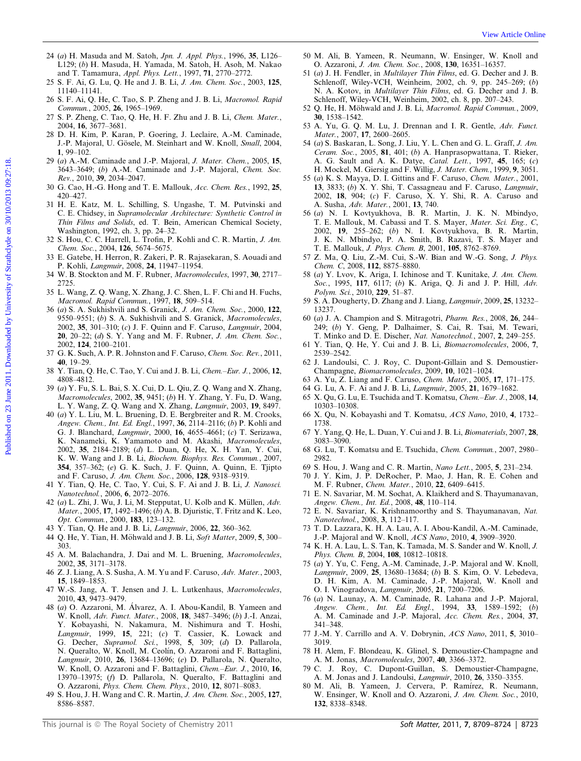24 (*a*) H. Masuda and M. Satoh, *Jpn. J. Appl. Phys.*, 1996, **35**, L126–L129; (*b*) H. Masuda, H. Yamada, M. Satoh, H. Asoh, M. Nakao and T. Tamamura, *Appl. Phys. Lett.*, 1997, **71**, 2770–2772.

25 S. F. Ai, G. Lu, Q. He and J. B. Li, *J. Am. Chem. Soc.*, 2003, **125**, 11140–11141.

26 S. F. Ai, Q. He, C. Tao, S. P. Zheng and J. B. Li, *Macromol. Rapid Commun.*, 2005, **26**, 1965–1969.

27 S. P. Zheng, C. Tao, Q. He, H. F. Zhu and J. B. Li, *Chem. Mater.*, 2004, **16**, 3677–3681.

28 D. H. Kim, P. Karan, P. Goering, J. Leclaire, A.-M. Caminade, J.-P. Majoral, U. Gösele, M. Steinhart and W. Knoll, *Small*, 2004, **1**, 99–102.

29 (*a*) A.-M. Caminade and J.-P. Majoral, *J. Mater. Chem.*, 2005, **15**, 3643–3649; (*b*) A.-M. Caminade and J.-P. Majoral, *Chem. Soc. Rev.*, 2010, **39**, 2034–2047.

30 G. Cao, H.-G. Hong and T. E. Mallouk, *Acc. Chem. Res.*, 1992, **25**, 420–427.

31 H. E. Katz, M. L. Schilling, S. Ungashe, T. M. Putvinski and C. E. Chidsey, in *Supramolecular Architecture: Synthetic Control in Thin Films and Solids*, ed. T. Bein, American Chemical Society, Washington, 1992, ch. 3, pp. 24–32.

32 S. Hou, C. C. Harrell, L. Trofin, P. Kohli and C. R. Martin, *J. Am. Chem. Soc.*, 2004, **126**, 5674–5675.

33 E. Gatebe, H. Herron, R. Zakeri, P. R. Rajasekaran, S. Aouadi and P. Kohli, *Langmuir*, 2008, **24**, 11947–11954.

34 W. B. Stockton and M. F. Rubner, *Macromolecules*, 1997, **30**, 2717–2725.

35 L. Wang, Z. Q. Wang, X. Zhang, J. C. Shen, L. F. Chi and H. Fuchs, *Macromol. Rapid Commun.*, 1997, **18**, 509–514.

36 (*a*) S. A. Sukhishvili and S. Granick, *J. Am. Chem. Soc.*, 2000, **122**, 9550–9551; (*b*) S. A. Sukhishvili and S. Granick, *Macromolecules*, 2002, **35**, 301–310; (*c*) J. F. Quinn and F. Caruso, *Langmuir*, 2004, **20**, 20–22; (*d*) S. Y. Yang and M. F. Rubner, *J. Am. Chem. Soc.*, 2002, **124**, 2100–2101.

37 G. K. Such, A. P. R. Johnston and F. Caruso, *Chem. Soc. Rev.*, 2011, **40**, 19–29.

38 Y. Tian, Q. He, C. Tao, Y. Cui and J. B. Li, *Chem.–Eur. J.*, 2006, **12**, 4808–4812.

39 (*a*) Y. Fu, S. L. Bai, S. X. Cui, D. L. Qiu, Z. Q. Wang and X. Zhang, *Macromolecules*, 2002, **35**, 9451; (*b*) H. Y. Zhang, Y. Fu, D. Wang, L. Y. Wang, Z. Q. Wang and X. Zhang, *Langmuir*, 2003, **19**, 8497.

40 (*a*) Y. L. Liu, M. L. Bruening, D. E. Bergbreiter and R. M. Crooks, *Angew. Chem., Int. Ed. Engl.*, 1997, **36**, 2114–2116; (*b*) P. Kohli and G. J. Blanchard, *Langmuir*, 2000, **16**, 4655–4661; (*c*) T. Serizawa, K. Nanameki, K. Yamamoto and M. Akashi, *Macromolecules*, 2002, **35**, 2184–2189; (*d*) L. Duan, Q. He, X. H. Yan, Y. Cui, K. W. Wang and J. B. Li, *Biochem. Biophys. Res. Commun.*, 2007, **354**, 357–362; (*e*) G. K. Such, J. F. Quinn, A. Quinn, E. Tjipto and F. Caruso, *J. Am. Chem. Soc.*, 2006, **128**, 9318–9319.

41 Y. Tian, Q. He, C. Tao, Y. Cui, S. F. Ai and J. B. Li, *J. Nanosci. Nanotechnol.*, 2006, **6**, 2072–2076.

42 (*a*) L. Zhi, J. Wu, J. Li, M. Stepputat, U. Kolb and K. Müllen, *Adv. Mater.*, 2005, **17**, 1492–1496; (*b*) A. B. Djuristic, T. Fritz and K. Leo, *Opt. Commun.*, 2000, **183**, 123–132.

43 Y. Tian, Q. He and J. B. Li, *Langmuir*, 2006, **22**, 360–362.

44 Q. He, Y. Tian, H. Möhwald and J. B. Li, *Soft Matter*, 2009, **5**, 300–303.

45 A. M. Balachandra, J. Dai and M. L. Bruening, *Macromolecules*, 2002, **35**, 3171–3178.

46 Z. J. Liang, A. S. Susha, A. M. Yu and F. Caruso, *Adv. Mater.*, 2003, **15**, 1849–1853.

47 W.-S. Jang, A. T. Jensen and J. L. Lutkenhaus, *Macromolecules*, 2010, **43**, 9473–9479.

48 (*a*) O. Azzaroni, M. Álvarez, A. I. Abou-Kandil, B. Yameen and W. Knoll, *Adv. Funct. Mater.*, 2008, **18**, 3487–3496; (*b*) J.-I. Anzai, Y. Kobayashi, N. Nakamura, M. Nishimura and T. Hoshi, *Langmuir*, 1999, **15**, 221; (*c*) T. Cassier, K. Lowack and G. Decher, *Supramol. Sci.*, 1998, **5**, 309; (*d*) D. Pallarola, N. Queralto, W. Knoll, M. Ceolín, O. Azzaroni and F. Battaglini, *Langmuir*, 2010, **26**, 13684–13696; (*e*) D. Pallarola, N. Queralto, W. Knoll, O. Azzaroni and F. Battaglini, *Chem.–Eur. J.*, 2010, **16**, 13970–13975; (*f*) D. Pallarola, N. Queralto, F. Battaglini and O. Azzaroni, *Phys. Chem. Chem. Phys.*, 2010, **12**, 8071–8083.

49 S. Hou, J. H. Wang and C. R. Martin, *J. Am. Chem. Soc.*, 2005, **127**, 8586–8587.

50 M. Ali, B. Yameen, R. Neumann, W. Ensinger, W. Knoll and O. Azzaroni, *J. Am. Chem. Soc.*, 2008, **130**, 16351–16357.

51 (*a*) J. H. Fendler, in *Multilayer Thin Films*, ed. G. Decher and J. B. Schlenoff, Wiley-VCH, Weinheim, 2002, ch. 9, pp. 245–269; (*b*) N. A. Kotov, in *Multilayer Thin Films*, ed. G. Decher and J. B. Schlenoff, Wiley-VCH, Weinheim, 2002, ch. 8, pp. 207–243.

52 Q. He, H. Möhwald and J. B. Li, *Macromol. Rapid Commun.*, 2009, **30**, 1538–1542.

53 A. Yu, G. Q. M. Lu, J. Drennan and I. R. Gentle, *Adv. Funct. Mater.*, 2007, **17**, 2600–2605.

54 (*a*) S. Baskaran, L. Song, J. Liu, Y. L. Chen and G. L. Graff, *J. Am. Ceram. Soc.*, 2005, **81**, 401; (*b*) A. Hanprasopwattana, T. Rieker, A. G. Sault and A. K. Datye, *Catal. Lett.*, 1997, **45**, 165; (*c*) H. Mockel, M. Giersig and F. Willig, *J. Mater. Chem.*, 1999, **9**, 3051.

55 (*a*) K. S. Mayya, D. I. Gittins and F. Caruso, *Chem. Mater.*, 2001, **13**, 3833; (*b*) X. Y. Shi, T. Cassagneau and F. Caruso, *Langmuir*, 2002, **18**, 904; (*c*) F. Caruso, X. Y. Shi, R. A. Caruso and A. Susha, *Adv. Mater.*, 2001, **13**, 740.

56 (*a*) N. I. Kovtyukhova, B. R. Martin, J. K. N. Mbindyo, T. E. Mallouk, M. Cabassi and T. S. Mayer, *Mater. Sci. Eng., C*, 2002, **19**, 255–262; (*b*) N. I. Kovtyukhova, B. R. Martin, J. K. N. Mbindyo, P. A. Smith, B. Razavi, T. S. Mayer and T. E. Mallouk, *J. Phys. Chem. B*, 2001, **105**, 8762–8769.

57 Z. Ma, Q. Liu, Z.-M. Cui, S.-W. Bian and W.-G. Song, *J. Phys. Chem. C*, 2008, **112**, 8875–8880.

58 (*a*) Y. Lvov, K. Ariga, I. Ichinose and T. Kunitake, *J. Am. Chem. Soc.*, 1995, **117**, 6117; (*b*) K. Ariga, Q. Ji and J. P. Hill, *Adv. Polym. Sci.*, 2010, **229**, 51–87.

59 S. A. Dougherty, D. Zhang and J. Liang, *Langmuir*, 2009, **25**, 13232–13237.

60 (*a*) J. A. Champion and S. Mitragotri, *Pharm. Res.*, 2008, **26**, 244–249; (*b*) Y. Geng, P. Dalhaimer, S. Cai, R. Tsai, M. Tewari, T. Minko and D. E. Discher, *Nat. Nanotechnol.*, 2007, **2**, 249–255.

61 Y. Tian, Q. He, Y. Cui and J. B. Li, *Biomacromolecules*, 2006, **7**, 2539–2542.

62 J. Landoulsi, C. J. Roy, C. Dupont-Gillain and S. Demoustier-Champagne, *Biomacromolecules*, 2009, **10**, 1021–1024.

63 A. Yu, Z. Liang and F. Caruso, *Chem. Mater.*, 2005, **17**, 171–175.

64 G. Lu, A. F. Ai and J. B. Li, *Langmuir*, 2005, **21**, 1679–1682.

65 X. Qu, G. Lu, E. Tsuchida and T. Komatsu, *Chem.–Eur. J.*, 2008, **14**, 10303–10308.

66 X. Qu, N. Kobayashi and T. Komatsu, *ACS Nano*, 2010, **4**, 1732–1738.

67 Y. Yang, Q. He, L. Duan, Y. Cui and J. B. Li, *Biomaterials*, 2007, **28**, 3083–3090.

68 G. Lu, T. Komatsu and E. Tsuchida, *Chem. Commun.*, 2007, 2980–2982.

69 S. Hou, J. Wang and C. R. Martin, *Nano Lett.*, 2005, **5**, 231–234.

70 J. Y. Kim, J. P. DeRocher, P. Mao, J. Han, R. E. Cohen and M. F. Rubner, *Chem. Mater.*, 2010, **22**, 6409–6415.

71 E. N. Savariar, M. M. Sochat, A. Klaikherd and S. Thayumanavan, *Angew. Chem., Int. Ed.*, 2008, **48**, 110–114.

72 E. N. Savariar, K. Krishnamoorthy and S. Thayumanavan, *Nat. Nanotechnol.*, 2008, **3**, 112–117.

73 T. D. Lazzara, K. H. A. Lau, A. I. Abou-Kandil, A.-M. Caminade, J.-P. Majoral and W. Knoll, *ACS Nano*, 2010, **4**, 3909–3920.

74 K. H. A. Lau, L. S. Tan, K. Tamada, M. S. Sander and W. Knoll, *J. Phys. Chem. B*, 2004, **108**, 10812–10818.

75 (*a*) Y. Yu, C. Feng, A.-M. Caminade, J.-P. Majoral and W. Knoll, *Langmuir*, 2009, **25**, 13680–13684; (*b*) B. S. Kim, O. V. Lebedeva, D. H. Kim, A. M. Caminade, J.-P. Majoral, W. Knoll and O. I. Vinogradova, *Langmuir*, 2005, **21**, 7200–7206.

76 (*a*) N. Launay, A. M. Caminade, R. Lahana and J.-P. Majoral, *Angew. Chem., Int. Ed. Engl.*, 1994, **33**, 1589–1592; (*b*) A. M. Caminade and J.-P. Majoral, *Acc. Chem. Res.*, 2004, **37**, 341–348.

77 J.-M. Y. Carrillo and A. V. Dobrynin, *ACS Nano*, 2011, **5**, 3010–3019.

78 H. Alem, F. Blondeau, K. Glinel, S. Demoustier-Champagne and A. M. Jonas, *Macromolecules*, 2007, **40**, 3366–3372.

79 C. J. Roy, C. Dupont-Guillan, S. Demoustier-Champagne, A. M. Jonas and J. Landoulsi, *Langmuir*, 2010, **26**, 3350–3355.

80 M. Ali, B. Yameen, J. Cervera, P. Ramírez, R. Neumann, W. Ensinger, W. Knoll and O. Azzaroni, *J. Am. Chem. Soc.*, 2010, **132**, 8338–8348.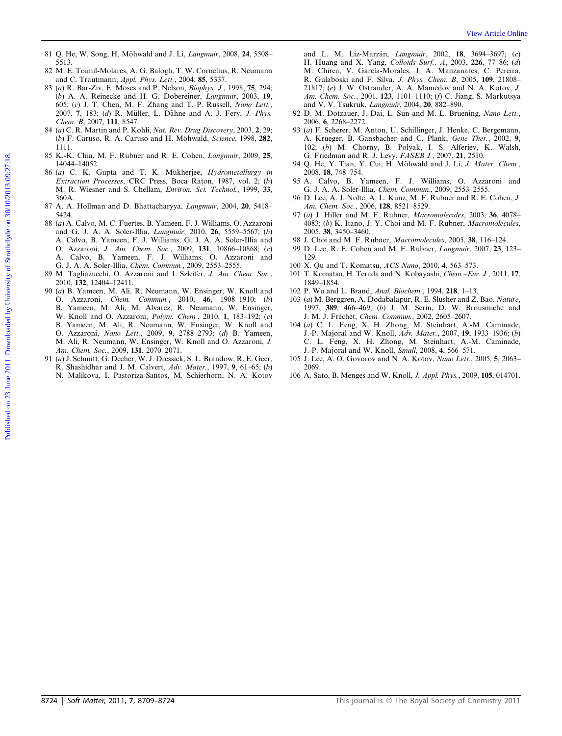81 Q. He, W. Song, H. Möhwald and J. Li, *Langmuir*, 2008, **24**, 5508–5513.

82 M. E. Toimil-Molares, A. G. Balogh, T. W. Cornelius, R. Neumann and C. Trautmann, *Appl. Phys. Lett.*, 2004, **85**, 5337.

83 (*a*) R. Bar-Ziv, E. Moses and P. Nelson, *Biophys. J.*, 1998, **75**, 294; (*b*) A. A. Reinecke and H. G. Dobereiner, *Langmuir*, 2003, **19**, 605; (*c*) J. T. Chen, M. F. Zhang and T. P. Russell, *Nano Lett.*, 2007, **7**, 183; (*d*) R. Müller, L. Dähne and A. J. Fery, *J. Phys. Chem. B*, 2007, **111**, 8547.

84 (*a*) C. R. Martin and P. Kohli, *Nat. Rev. Drug Discovery*, 2003, **2**, 29; (*b*) F. Caruso, R. A. Caruso and H. Möhwald, *Science*, 1998, **282**, 1111.

85 K.-K. Chia, M. F. Rubner and R. E. Cohen, *Langmuir*, 2009, **25**, 14044–14052.

86 (*a*) C. K. Gupta and T. K. Mukherjee, *Hydrometallurgy in Extraction Processes*, CRC Press, Boca Raton, 1987, vol. 2; (*b*) M. R. Wiesner and S. Chellam, *Environ. Sci. Technol.*, 1999, **33**, 360A.

87 A. A. Hollman and D. Bhattacharyya, *Langmuir*, 2004, **20**, 5418–5424.

88 (*a*) A. Calvo, M. C. Fuertes, B. Yameen, F. J. Williams, O. Azzaroni and G. J. A. A. Soler-Illia, *Langmuir*, 2010, **26**, 5559–5567; (*b*) A. Calvo, B. Yameen, F. J. Williams, G. J. A. A. Soler-Illia and O. Azzaroni, *J. Am. Chem. Soc.*, 2009, **131**, 10866–10868; (*c*) A. Calvo, B. Yameen, F. J. Williams, O. Azzaroni and G. J. A. A. Soler-Illia, *Chem. Commun.*, 2009, 2553–2555.

89 M. Tagliazucchi, O. Azzaroni and I. Szleifer, *J. Am. Chem. Soc.*, 2010, **132**, 12404–12411.

90 (*a*) B. Yameen, M. Ali, R. Neumann, W. Ensinger, W. Knoll and O. Azzaroni, *Chem. Commun.*, 2010, **46**, 1908–1910; (*b*) B. Yameen, M. Ali, M. Alvarez, R. Neumann, W. Ensinger, W. Knoll and O. Azzaroni, *Polym. Chem.*, 2010, **1**, 183–192; (*c*) B. Yameen, M. Ali, R. Neumann, W. Ensinger, W. Knoll and O. Azzaroni, *Nano Lett.*, 2009, **9**, 2788–2793; (*d*) B. Yameen, M. Ali, R. Neumann, W. Ensinger, W. Knoll and O. Azzaroni, *J. Am. Chem. Soc.*, 2009, **131**, 2070–2071.

91 (*a*) J. Schmitt, G. Decher, W. J. Dressick, S. L. Brandow, R. E. Geer, R. Shashidhar and J. M. Calvert, *Adv. Mater.*, 1997, **9**, 61–65; (*b*) N. Malikova, I. Pastoriza-Santos, M. Schierhorn, N. A. Kotov and L. M. Liz-Marzán, *Langmuir*, 2002, **18**, 3694–3697; (*c*) H. Huang and X. Yang, *Colloids Surf., A*, 2003, **226**, 77–86; (*d*) M. Chirea, V. García-Morales, J. A. Manzanares, C. Pereira, R. Gulaboski and F. Silva, *J. Phys. Chem. B*, 2005, **109**, 21808–21817; (*e*) J. W. Ostrander, A. A. Mamedov and N. A. Kotov, *J. Am. Chem. Soc.*, 2001, **123**, 1101–1110; (*f*) C. Jiang, S. Markutsya and V. V. Tsukruk, *Langmuir*, 2004, **20**, 882–890.

92 D. M. Dotzauer, J. Dai, L. Sun and M. L. Bruening, *Nano Lett.*, 2006, **6**, 2268–2272.

93 (*a*) F. Scherer, M. Anton, U. Schillinger, J. Henke, C. Bergemann, A. Krueger, B. Gansbacher and C. Plank, *Gene Ther.*, 2002, **9**, 102; (*b*) M. Chorny, B. Polyak, I. S. Alferiev, K. Walsh, G. Friedman and R. J. Levy, *FASEB J.*, 2007, **21**, 2510.

94 Q. He, Y. Tian, Y. Cui, H. Möhwald and J. Li, *J. Mater. Chem.*, 2008, **18**, 748–754.

95 A. Calvo, B. Yameen, F. J. Williams, O. Azzaroni and G. J. A. A. Soler-Illia, *Chem. Commun.*, 2009, 2553–2555.

96 D. Lee, A. J. Nolte, A. L. Kunz, M. F. Rubner and R. E. Cohen, *J. Am. Chem. Soc.*, 2006, **128**, 8521–8529.

97 (*a*) J. Hiller and M. F. Rubner, *Macromolecules*, 2003, **36**, 4078–4083; (*b*) K. Itano, J. Y. Choi and M. F. Rubner, *Macromolecules*, 2005, **38**, 3450–3460.

98 J. Choi and M. F. Rubner, *Macromolecules*, 2005, **38**, 116–124.

99 D. Lee, R. E. Cohen and M. F. Rubner, *Langmuir*, 2007, **23**, 123–129.

100 X. Qu and T. Komatsu, *ACS Nano*, 2010, **4**, 563–573.

101 T. Komatsu, H. Terada and N. Kobayashi, *Chem.–Eur. J.*, 2011, **17**, 1849–1854.

102 P. Wu and L. Brand, *Anal. Biochem.*, 1994, **218**, 1–13.

103 (*a*) M. Berggren, A. Dodabalapur, R. E. Slusher and Z. Bao, *Nature*, 1997, **389**, 466–469; (*b*) J. M. Serin, D. W. Brousmiche and J. M. J. Fréchet, *Chem. Commun.*, 2002, 2605–2607.

104 (*a*) C. L. Feng, X. H. Zhong, M. Steinhart, A.-M. Caminade, J.-P. Majoral and W. Knoll, *Adv. Mater.*, 2007, **19**, 1933–1936; (*b*) C. L. Feng, X. H. Zhong, M. Steinhart, A.-M. Caminade, J.-P. Majoral and W. Knoll, *Small*, 2008, **4**, 566–571.

105 J. Lee, A. O. Govorov and N. A. Kotov, *Nano Lett.*, 2005, **5**, 2063–2069.

106 A. Sato, B. Menges and W. Knoll, *J. Appl. Phys.*, 2009, **105**, 014701.